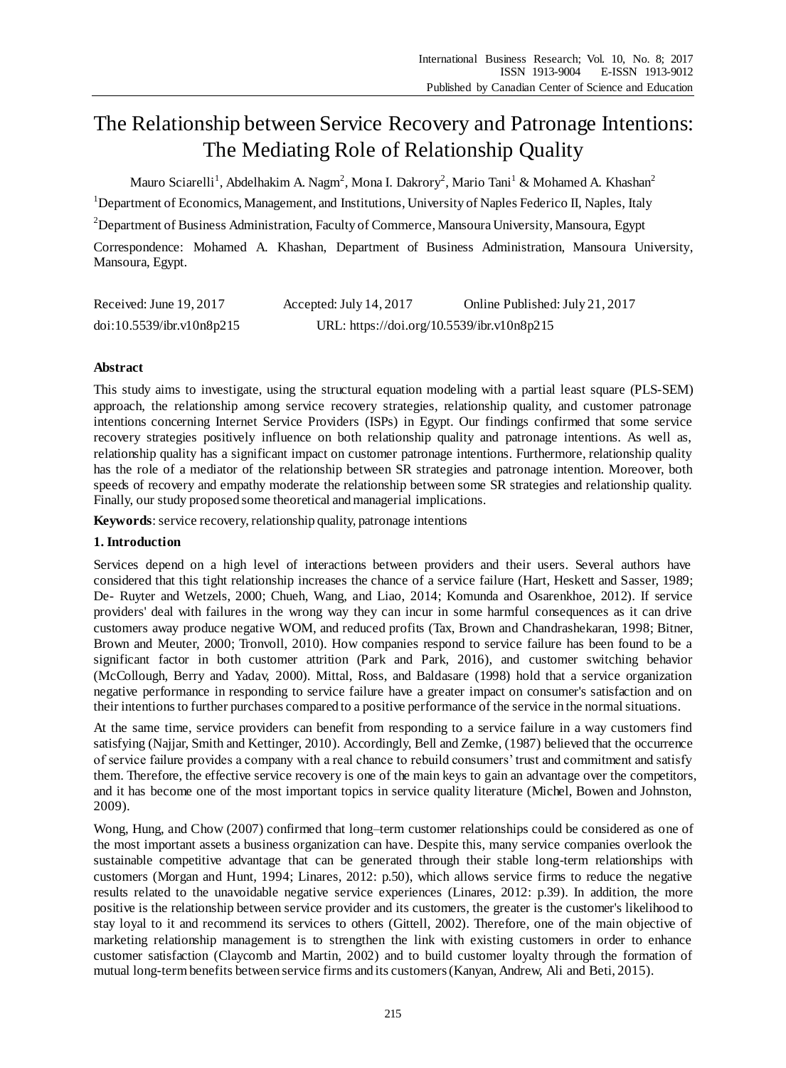# The Relationship between Service Recovery and Patronage Intentions: The Mediating Role of Relationship Quality

Mauro Sciarelli[1], Abdelhakim A. Nagm[2], Mona I. Dakrory[2], Mario Tani[1] & Mohamed A. Khashan[2]

[1]Department of Economics, Management, and Institutions, University of Naples Federico II, Naples, Italy

[2]Department of Business Administration, Faculty of Commerce, Mansoura University, Mansoura, Egypt

Correspondence: Mohamed A. Khashan, Department of Business Administration, Mansoura University, Mansoura, Egypt.

Received: June 19, 2017 Accepted: July 14, 2017 Online Published: July 21, 2017

doi:10.5539/ibr.v10n8p215 URL: https://doi.org/10.5539/ibr.v10n8p215

## Abstract

This study aims to investigate, using the structural equation modeling with a partial least square (PLS-SEM) approach, the relationship among service recovery strategies, relationship quality, and customer patronage intentions concerning Internet Service Providers (ISPs) in Egypt. Our findings confirmed that some service recovery strategies positively influence on both relationship quality and patronage intentions. As well as, relationship quality has a significant impact on customer patronage intentions. Furthermore, relationship quality has the role of a mediator of the relationship between SR strategies and patronage intention. Moreover, both speeds of recovery and empathy moderate the relationship between some SR strategies and relationship quality. Finally, our study proposed some theoretical and managerial implications.

**Keywords**: service recovery, relationship quality, patronage intentions

## 1. Introduction

Services depend on a high level of interactions between providers and their users. Several authors have considered that this tight relationship increases the chance of a service failure (Hart, Heskett and Sasser, 1989; De- Ruyter and Wetzels, 2000; Chueh, Wang, and Liao, 2014; Komunda and Osarenkhoe, 2012). If service providers' deal with failures in the wrong way they can incur in some harmful consequences as it can drive customers away produce negative WOM, and reduced profits (Tax, Brown and Chandrashekaran, 1998; Bitner, Brown and Meuter, 2000; Tronvoll, 2010). How companies respond to service failure has been found to be a significant factor in both customer attrition (Park and Park, 2016), and customer switching behavior (McCollough, Berry and Yadav, 2000). Mittal, Ross, and Baldasare (1998) hold that a service organization negative performance in responding to service failure have a greater impact on consumer's satisfaction and on their intentions to further purchases compared to a positive performance of the service in the normal situations.

At the same time, service providers can benefit from responding to a service failure in a way customers find satisfying (Najjar, Smith and Kettinger, 2010). Accordingly, Bell and Zemke, (1987) believed that the occurrence of service failure provides a company with a real chance to rebuild consumers' trust and commitment and satisfy them. Therefore, the effective service recovery is one of the main keys to gain an advantage over the competitors, and it has become one of the most important topics in service quality literature (Michel, Bowen and Johnston, 2009).

Wong, Hung, and Chow (2007) confirmed that long–term customer relationships could be considered as one of the most important assets a business organization can have. Despite this, many service companies overlook the sustainable competitive advantage that can be generated through their stable long-term relationships with customers (Morgan and Hunt, 1994; Linares, 2012: p.50), which allows service firms to reduce the negative results related to the unavoidable negative service experiences (Linares, 2012: p.39). In addition, the more positive is the relationship between service provider and its customers, the greater is the customer's likelihood to stay loyal to it and recommend its services to others (Gittell, 2002). Therefore, one of the main objective of marketing relationship management is to strengthen the link with existing customers in order to enhance customer satisfaction (Claycomb and Martin, 2002) and to build customer loyalty through the formation of mutual long-term benefits between service firms and its customers (Kanyan, Andrew, Ali and Beti, 2015).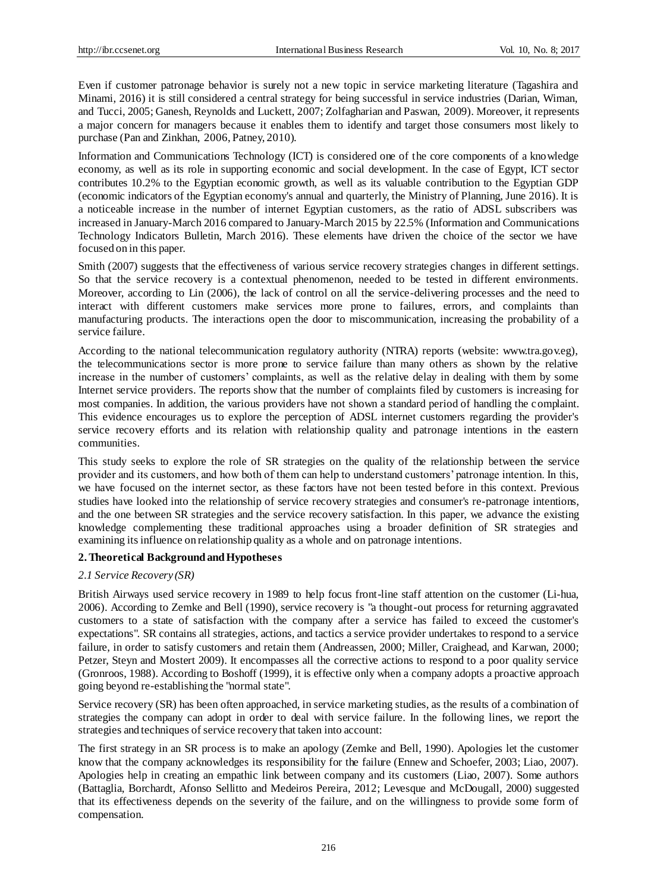Even if customer patronage behavior is surely not a new topic in service marketing literature (Tagashira and Minami, 2016) it is still considered a central strategy for being successful in service industries (Darian, Wiman, and Tucci, 2005; Ganesh, Reynolds and Luckett, 2007; Zolfagharian and Paswan, 2009). Moreover, it represents a major concern for managers because it enables them to identify and target those consumers most likely to purchase (Pan and Zinkhan, 2006, Patney, 2010).

Information and Communications Technology (ICT) is considered one of the core components of a knowledge economy, as well as its role in supporting economic and social development. In the case of Egypt, ICT sector contributes 10.2% to the Egyptian economic growth, as well as its valuable contribution to the Egyptian GDP (economic indicators of the Egyptian economy's annual and quarterly, the Ministry of Planning, June 2016). It is a noticeable increase in the number of internet Egyptian customers, as the ratio of ADSL subscribers was increased in January-March 2016 compared to January-March 2015 by 22.5% (Information and Communications Technology Indicators Bulletin, March 2016). These elements have driven the choice of the sector we have focused on in this paper.

Smith (2007) suggests that the effectiveness of various service recovery strategies changes in different settings. So that the service recovery is a contextual phenomenon, needed to be tested in different environments. Moreover, according to Lin (2006), the lack of control on all the service-delivering processes and the need to interact with different customers make services more prone to failures, errors, and complaints than manufacturing products. The interactions open the door to miscommunication, increasing the probability of a service failure.

According to the national telecommunication regulatory authority (NTRA) reports (website: www.tra.gov.eg), the telecommunications sector is more prone to service failure than many others as shown by the relative increase in the number of customers' complaints, as well as the relative delay in dealing with them by some Internet service providers. The reports show that the number of complaints filed by customers is increasing for most companies. In addition, the various providers have not shown a standard period of handling the complaint. This evidence encourages us to explore the perception of ADSL internet customers regarding the provider's service recovery efforts and its relation with relationship quality and patronage intentions in the eastern communities.

This study seeks to explore the role of SR strategies on the quality of the relationship between the service provider and its customers, and how both of them can help to understand customers' patronage intention. In this, we have focused on the internet sector, as these factors have not been tested before in this context. Previous studies have looked into the relationship of service recovery strategies and consumer's re-patronage intentions, and the one between SR strategies and the service recovery satisfaction. In this paper, we advance the existing knowledge complementing these traditional approaches using a broader definition of SR strategies and examining its influence on relationship quality as a whole and on patronage intentions.

## 2. Theoretical Background and Hypotheses

### *2.1 Service Recovery (SR)*

British Airways used service recovery in 1989 to help focus front-line staff attention on the customer (Li-hua, 2006). According to Zemke and Bell (1990), service recovery is "a thought-out process for returning aggravated customers to a state of satisfaction with the company after a service has failed to exceed the customer's expectations". SR contains all strategies, actions, and tactics a service provider undertakes to respond to a service failure, in order to satisfy customers and retain them (Andreassen, 2000; Miller, Craighead, and Karwan, 2000; Petzer, Steyn and Mostert 2009). It encompasses all the corrective actions to respond to a poor quality service (Gronroos, 1988). According to Boshoff (1999), it is effective only when a company adopts a proactive approach going beyond re-establishing the "normal state".

Service recovery (SR) has been often approached, in service marketing studies, as the results of a combination of strategies the company can adopt in order to deal with service failure. In the following lines, we report the strategies and techniques of service recovery that taken into account:

The first strategy in an SR process is to make an apology (Zemke and Bell, 1990). Apologies let the customer know that the company acknowledges its responsibility for the failure (Ennew and Schoefer, 2003; Liao, 2007). Apologies help in creating an empathic link between company and its customers (Liao, 2007). Some authors (Battaglia, Borchardt, Afonso Sellitto and Medeiros Pereira, 2012; Levesque and McDougall, 2000) suggested that its effectiveness depends on the severity of the failure, and on the willingness to provide some form of compensation.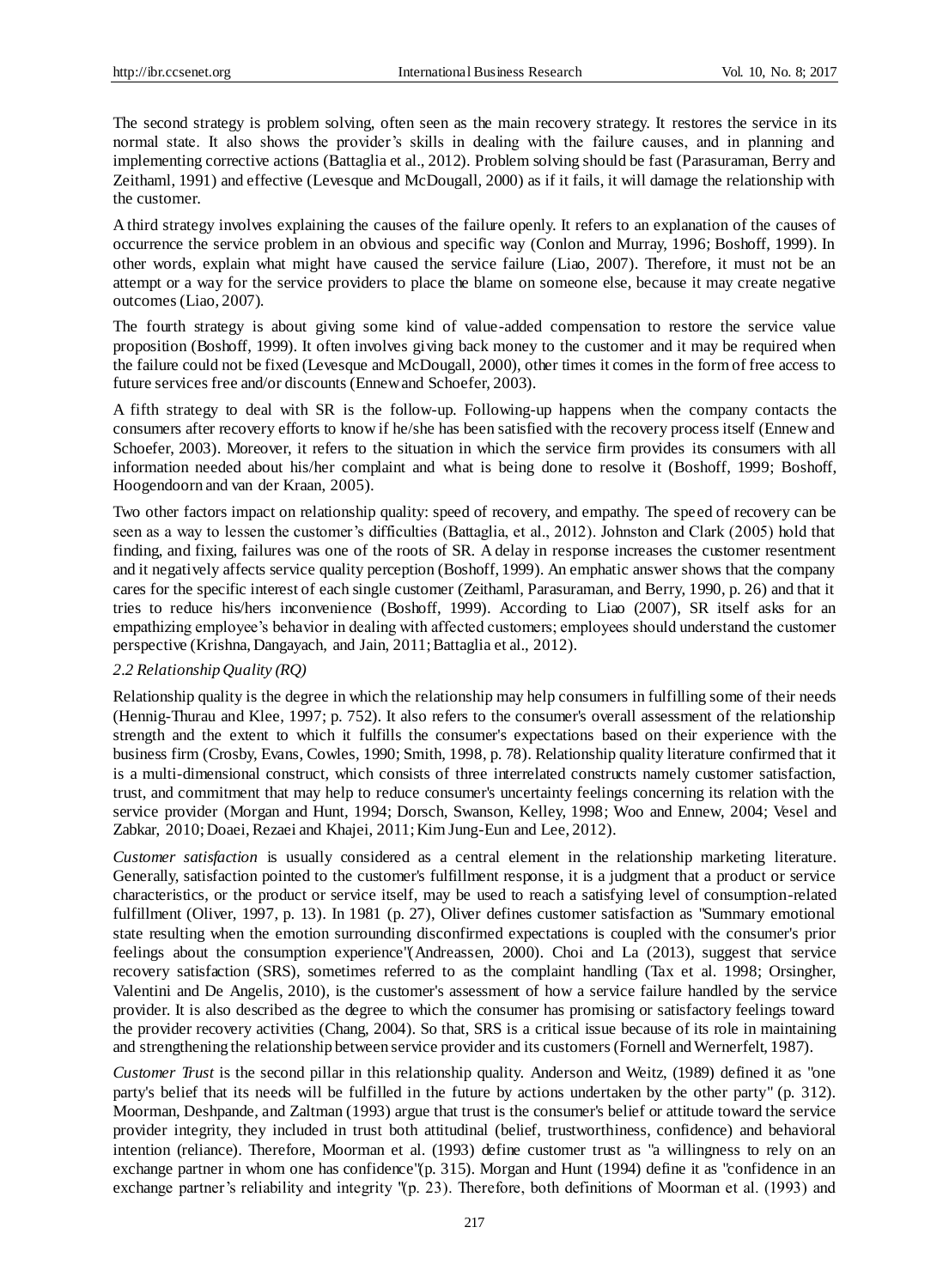The second strategy is problem solving, often seen as the main recovery strategy. It restores the service in its normal state. It also shows the provider's skills in dealing with the failure causes, and in planning and implementing corrective actions (Battaglia et al., 2012). Problem solving should be fast (Parasuraman, Berry and Zeithaml, 1991) and effective (Levesque and McDougall, 2000) as if it fails, it will damage the relationship with the customer.

A third strategy involves explaining the causes of the failure openly. It refers to an explanation of the causes of occurrence the service problem in an obvious and specific way (Conlon and Murray, 1996; Boshoff, 1999). In other words, explain what might have caused the service failure (Liao, 2007). Therefore, it must not be an attempt or a way for the service providers to place the blame on someone else, because it may create negative outcomes (Liao, 2007).

The fourth strategy is about giving some kind of value-added compensation to restore the service value proposition (Boshoff, 1999). It often involves giving back money to the customer and it may be required when the failure could not be fixed (Levesque and McDougall, 2000), other times it comes in the form of free access to future services free and/or discounts (Ennew and Schoefer, 2003).

A fifth strategy to deal with SR is the follow-up. Following-up happens when the company contacts the consumers after recovery efforts to know if he/she has been satisfied with the recovery process itself (Ennew and Schoefer, 2003). Moreover, it refers to the situation in which the service firm provides its consumers with all information needed about his/her complaint and what is being done to resolve it (Boshoff, 1999; Boshoff, Hoogendoorn and van der Kraan, 2005).

Two other factors impact on relationship quality: speed of recovery, and empathy. The speed of recovery can be seen as a way to lessen the customer's difficulties (Battaglia, et al., 2012). Johnston and Clark (2005) hold that finding, and fixing, failures was one of the roots of SR. A delay in response increases the customer resentment and it negatively affects service quality perception (Boshoff, 1999). An emphatic answer shows that the company cares for the specific interest of each single customer (Zeithaml, Parasuraman, and Berry, 1990, p. 26) and that it tries to reduce his/hers inconvenience (Boshoff, 1999). According to Liao (2007), SR itself asks for an empathizing employee's behavior in dealing with affected customers; employees should understand the customer perspective (Krishna, Dangayach, and Jain, 2011; Battaglia et al., 2012).

### *2.2 Relationship Quality (RQ)*

Relationship quality is the degree in which the relationship may help consumers in fulfilling some of their needs (Hennig-Thurau and Klee, 1997; p. 752). It also refers to the consumer's overall assessment of the relationship strength and the extent to which it fulfills the consumer's expectations based on their experience with the business firm (Crosby, Evans, Cowles, 1990; Smith, 1998, p. 78). Relationship quality literature confirmed that it is a multi-dimensional construct, which consists of three interrelated constructs namely customer satisfaction, trust, and commitment that may help to reduce consumer's uncertainty feelings concerning its relation with the service provider (Morgan and Hunt, 1994; Dorsch, Swanson, Kelley, 1998; Woo and Ennew, 2004; Vesel and Zabkar, 2010; Doaei, Rezaei and Khajei, 2011; Kim Jung-Eun and Lee, 2012).

*Customer satisfaction* is usually considered as a central element in the relationship marketing literature. Generally, satisfaction pointed to the customer's fulfillment response, it is a judgment that a product or service characteristics, or the product or service itself, may be used to reach a satisfying level of consumption-related fulfillment (Oliver, 1997, p. 13). In 1981 (p. 27), Oliver defines customer satisfaction as "Summary emotional state resulting when the emotion surrounding disconfirmed expectations is coupled with the consumer's prior feelings about the consumption experience"(Andreassen, 2000). Choi and La (2013), suggest that service recovery satisfaction (SRS), sometimes referred to as the complaint handling (Tax et al. 1998; Orsingher, Valentini and De Angelis, 2010), is the customer's assessment of how a service failure handled by the service provider. It is also described as the degree to which the consumer has promising or satisfactory feelings toward the provider recovery activities (Chang, 2004). So that, SRS is a critical issue because of its role in maintaining and strengthening the relationship between service provider and its customers (Fornell and Wernerfelt, 1987).

*Customer Trust* is the second pillar in this relationship quality. Anderson and Weitz, (1989) defined it as "one party's belief that its needs will be fulfilled in the future by actions undertaken by the other party" (p. 312). Moorman, Deshpande, and Zaltman (1993) argue that trust is the consumer's belief or attitude toward the service provider integrity, they included in trust both attitudinal (belief, trustworthiness, confidence) and behavioral intention (reliance). Therefore, Moorman et al. (1993) define customer trust as "a willingness to rely on an exchange partner in whom one has confidence"(p. 315). Morgan and Hunt (1994) define it as "confidence in an exchange partner's reliability and integrity "(p. 23). Therefore, both definitions of Moorman et al. (1993) and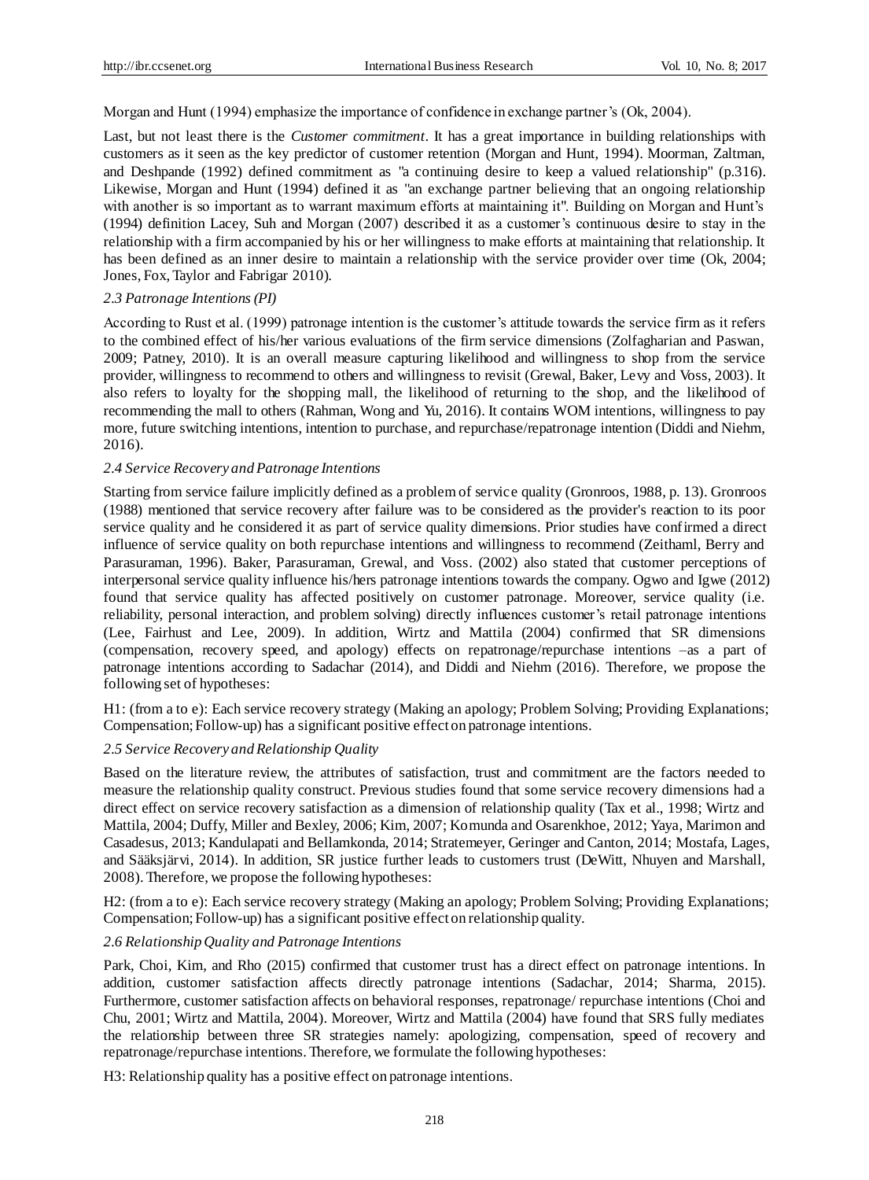Morgan and Hunt (1994) emphasize the importance of confidence in exchange partner's (Ok, 2004).

Last, but not least there is the *Customer commitment*. It has a great importance in building relationships with customers as it seen as the key predictor of customer retention (Morgan and Hunt, 1994). Moorman, Zaltman, and Deshpande (1992) defined commitment as "a continuing desire to keep a valued relationship" (p.316). Likewise, Morgan and Hunt (1994) defined it as "an exchange partner believing that an ongoing relationship with another is so important as to warrant maximum efforts at maintaining it". Building on Morgan and Hunt's (1994) definition Lacey, Suh and Morgan (2007) described it as a customer's continuous desire to stay in the relationship with a firm accompanied by his or her willingness to make efforts at maintaining that relationship. It has been defined as an inner desire to maintain a relationship with the service provider over time (Ok, 2004; Jones, Fox, Taylor and Fabrigar 2010).

### *2.3 Patronage Intentions (PI)*

According to Rust et al. (1999) patronage intention is the customer's attitude towards the service firm as it refers to the combined effect of his/her various evaluations of the firm service dimensions (Zolfagharian and Paswan, 2009; Patney, 2010). It is an overall measure capturing likelihood and willingness to shop from the service provider, willingness to recommend to others and willingness to revisit (Grewal, Baker, Levy and Voss, 2003). It also refers to loyalty for the shopping mall, the likelihood of returning to the shop, and the likelihood of recommending the mall to others (Rahman, Wong and Yu, 2016). It contains WOM intentions, willingness to pay more, future switching intentions, intention to purchase, and repurchase/repatronage intention (Diddi and Niehm, 2016).

### *2.4 Service Recovery and Patronage Intentions*

Starting from service failure implicitly defined as a problem of service quality (Gronroos, 1988, p. 13). Gronroos (1988) mentioned that service recovery after failure was to be considered as the provider's reaction to its poor service quality and he considered it as part of service quality dimensions. Prior studies have confirmed a direct influence of service quality on both repurchase intentions and willingness to recommend (Zeithaml, Berry and Parasuraman, 1996). Baker, Parasuraman, Grewal, and Voss. (2002) also stated that customer perceptions of interpersonal service quality influence his/hers patronage intentions towards the company. Ogwo and Igwe (2012) found that service quality has affected positively on customer patronage. Moreover, service quality (i.e. reliability, personal interaction, and problem solving) directly influences customer's retail patronage intentions (Lee, Fairhust and Lee, 2009). In addition, Wirtz and Mattila (2004) confirmed that SR dimensions (compensation, recovery speed, and apology) effects on repatronage/repurchase intentions –as a part of patronage intentions according to Sadachar (2014), and Diddi and Niehm (2016). Therefore, we propose the following set of hypotheses:

H1: (from a to e): Each service recovery strategy (Making an apology; Problem Solving; Providing Explanations; Compensation; Follow-up) has a significant positive effect on patronage intentions.

### *2.5 Service Recovery and Relationship Quality*

Based on the literature review, the attributes of satisfaction, trust and commitment are the factors needed to measure the relationship quality construct. Previous studies found that some service recovery dimensions had a direct effect on service recovery satisfaction as a dimension of relationship quality (Tax et al., 1998; Wirtz and Mattila, 2004; Duffy, Miller and Bexley, 2006; Kim, 2007; Komunda and Osarenkhoe, 2012; Yaya, Marimon and Casadesus, 2013; Kandulapati and Bellamkonda, 2014; Stratemeyer, Geringer and Canton, 2014; Mostafa, Lages, and Sääksjärvi, 2014). In addition, SR justice further leads to customers trust (DeWitt, Nhuyen and Marshall, 2008). Therefore, we propose the following hypotheses:

H2: (from a to e): Each service recovery strategy (Making an apology; Problem Solving; Providing Explanations; Compensation; Follow-up) has a significant positive effect on relationship quality.

### *2.6 Relationship Quality and Patronage Intentions*

Park, Choi, Kim, and Rho (2015) confirmed that customer trust has a direct effect on patronage intentions. In addition, customer satisfaction affects directly patronage intentions (Sadachar, 2014; Sharma, 2015). Furthermore, customer satisfaction affects on behavioral responses, repatronage/ repurchase intentions (Choi and Chu, 2001; Wirtz and Mattila, 2004). Moreover, Wirtz and Mattila (2004) have found that SRS fully mediates the relationship between three SR strategies namely: apologizing, compensation, speed of recovery and repatronage/repurchase intentions. Therefore, we formulate the following hypotheses:

H3: Relationship quality has a positive effect on patronage intentions.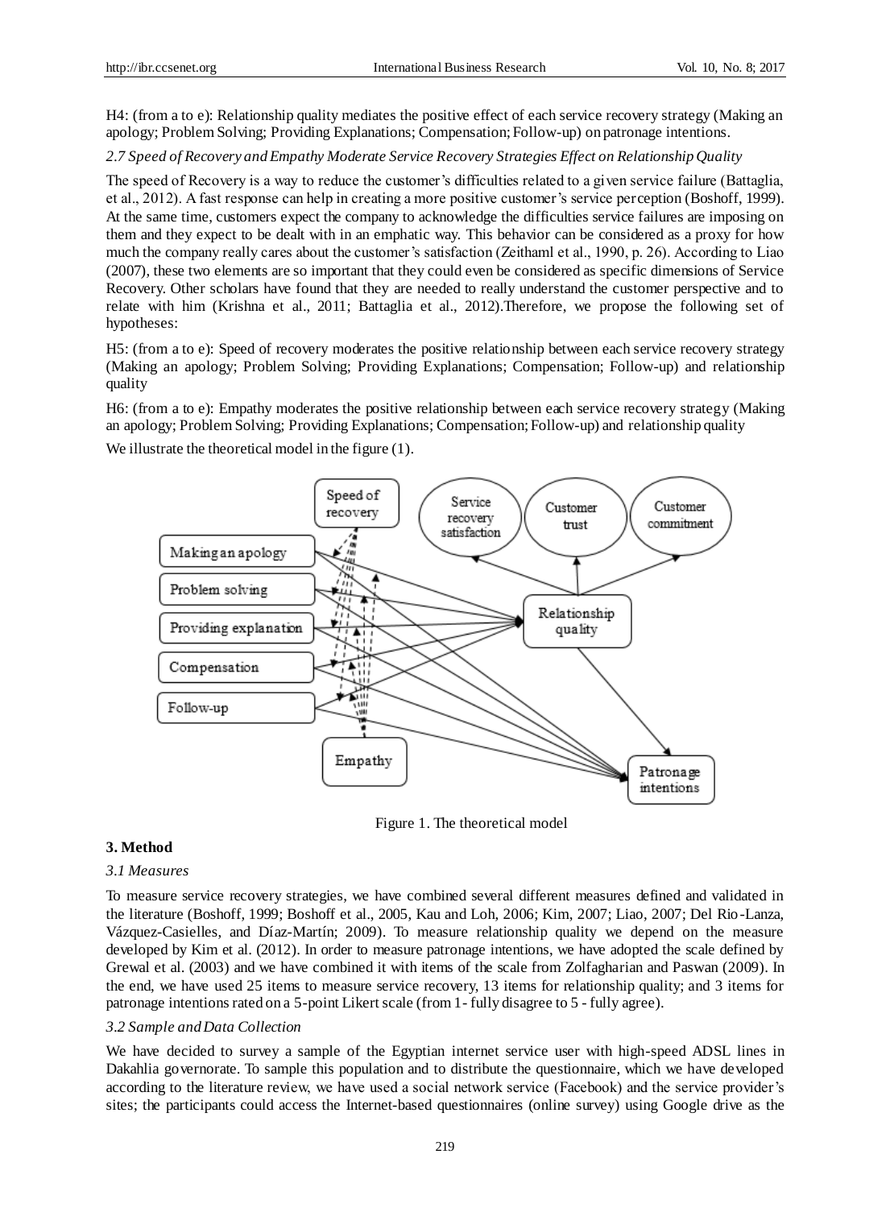H4: (from a to e): Relationship quality mediates the positive effect of each service recovery strategy (Making an apology; Problem Solving; Providing Explanations; Compensation; Follow-up) on patronage intentions.

*2.7 Speed of Recovery and Empathy Moderate Service Recovery Strategies Effect on Relationship Quality*

The speed of Recovery is a way to reduce the customer's difficulties related to a given service failure (Battaglia, et al., 2012). A fast response can help in creating a more positive customer's service perception (Boshoff, 1999). At the same time, customers expect the company to acknowledge the difficulties service failures are imposing on them and they expect to be dealt with in an emphatic way. This behavior can be considered as a proxy for how much the company really cares about the customer's satisfaction (Zeithaml et al., 1990, p. 26). According to Liao (2007), these two elements are so important that they could even be considered as specific dimensions of Service Recovery. Other scholars have found that they are needed to really understand the customer perspective and to relate with him (Krishna et al., 2011; Battaglia et al., 2012).Therefore, we propose the following set of hypotheses:

H5: (from a to e): Speed of recovery moderates the positive relationship between each service recovery strategy (Making an apology; Problem Solving; Providing Explanations; Compensation; Follow-up) and relationship quality

H6: (from a to e): Empathy moderates the positive relationship between each service recovery strategy (Making an apology; Problem Solving; Providing Explanations; Compensation; Follow-up) and relationship quality

We illustrate the theoretical model in the figure (1).

Figure 1. The theoretical model

## 3. Method

*3.1 Measures*

To measure service recovery strategies, we have combined several different measures defined and validated in the literature (Boshoff, 1999; Boshoff et al., 2005, Kau and Loh, 2006; Kim, 2007; Liao, 2007; Del Rio-Lanza, Vázquez-Casielles, and Díaz-Martín; 2009). To measure relationship quality we depend on the measure developed by Kim et al. (2012). In order to measure patronage intentions, we have adopted the scale defined by Grewal et al. (2003) and we have combined it with items of the scale from Zolfagharian and Paswan (2009). In the end, we have used 25 items to measure service recovery, 13 items for relationship quality; and 3 items for patronage intentions rated on a 5-point Likert scale (from 1- fully disagree to 5 - fully agree).

*3.2 Sample and Data Collection*

We have decided to survey a sample of the Egyptian internet service user with high-speed ADSL lines in Dakahlia governorate. To sample this population and to distribute the questionnaire, which we have developed according to the literature review, we have used a social network service (Facebook) and the service provider's sites; the participants could access the Internet-based questionnaires (online survey) using Google drive as the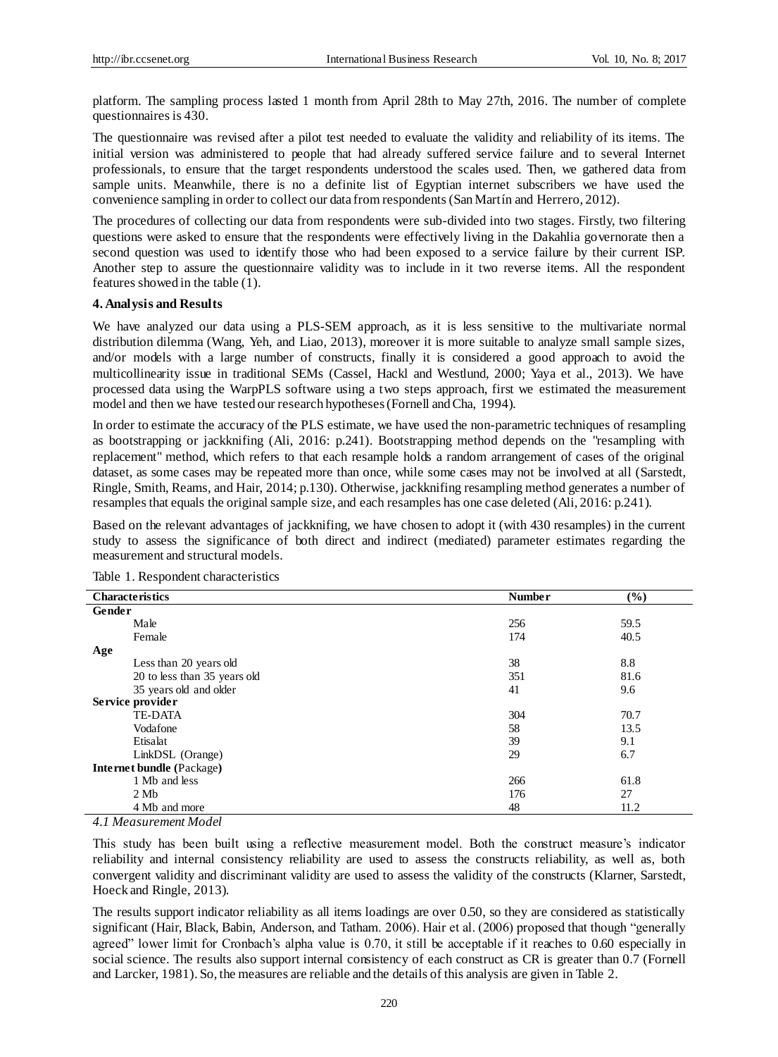platform. The sampling process lasted 1 month from April 28th to May 27th, 2016. The number of complete questionnaires is 430.

The questionnaire was revised after a pilot test needed to evaluate the validity and reliability of its items. The initial version was administered to people that had already suffered service failure and to several Internet professionals, to ensure that the target respondents understood the scales used. Then, we gathered data from sample units. Meanwhile, there is no a definite list of Egyptian internet subscribers we have used the convenience sampling in order to collect our data from respondents (San Martín and Herrero, 2012).

The procedures of collecting our data from respondents were sub-divided into two stages. Firstly, two filtering questions were asked to ensure that the respondents were effectively living in the Dakahlia governorate then a second question was used to identify those who had been exposed to a service failure by their current ISP. Another step to assure the questionnaire validity was to include in it two reverse items. All the respondent features showed in the table (1).

## 4. Analysis and Results

We have analyzed our data using a PLS-SEM approach, as it is less sensitive to the multivariate normal distribution dilemma (Wang, Yeh, and Liao, 2013), moreover it is more suitable to analyze small sample sizes, and/or models with a large number of constructs, finally it is considered a good approach to avoid the multicollinearity issue in traditional SEMs (Cassel, Hackl and Westlund, 2000; Yaya et al., 2013). We have processed data using the WarpPLS software using a two steps approach, first we estimated the measurement model and then we have tested our research hypotheses (Fornell and Cha, 1994).

In order to estimate the accuracy of the PLS estimate, we have used the non-parametric techniques of resampling as bootstrapping or jackknifing (Ali, 2016: p.241). Bootstrapping method depends on the "resampling with replacement" method, which refers to that each resample holds a random arrangement of cases of the original dataset, as some cases may be repeated more than once, while some cases may not be involved at all (Sarstedt, Ringle, Smith, Reams, and Hair, 2014; p.130). Otherwise, jackknifing resampling method generates a number of resamples that equals the original sample size, and each resamples has one case deleted (Ali, 2016: p.241).

Based on the relevant advantages of jackknifing, we have chosen to adopt it (with 430 resamples) in the current study to assess the significance of both direct and indirect (mediated) parameter estimates regarding the measurement and structural models.

Table 1. Respondent characteristics

| Characteristics | Number | (%) |
|---|---|---|
| **Gender** | | |
| Male | 256 | 59.5 |
| Female | 174 | 40.5 |
| **Age** | | |
| Less than 20 years old | 38 | 8.8 |
| 20 to less than 35 years old | 351 | 81.6 |
| 35 years old and older | 41 | 9.6 |
| **Service provider** | | |
| TE-DATA | 304 | 70.7 |
| Vodafone | 58 | 13.5 |
| Etisalat | 39 | 9.1 |
| LinkDSL (Orange) | 29 | 6.7 |
| **Internet bundle (Package)** | | |
| 1 Mb and less | 266 | 61.8 |
| 2 Mb | 176 | 27 |
| 4 Mb and more | 48 | 11.2 |

### *4.1 Measurement Model*

This study has been built using a reflective measurement model. Both the construct measure's indicator reliability and internal consistency reliability are used to assess the constructs reliability, as well as, both convergent validity and discriminant validity are used to assess the validity of the constructs (Klarner, Sarstedt, Hoeck and Ringle, 2013).

The results support indicator reliability as all items loadings are over 0.50, so they are considered as statistically significant (Hair, Black, Babin, Anderson, and Tatham. 2006). Hair et al. (2006) proposed that though "generally agreed" lower limit for Cronbach's alpha value is 0.70, it still be acceptable if it reaches to 0.60 especially in social science. The results also support internal consistency of each construct as CR is greater than 0.7 (Fornell and Larcker, 1981). So, the measures are reliable and the details of this analysis are given in Table 2.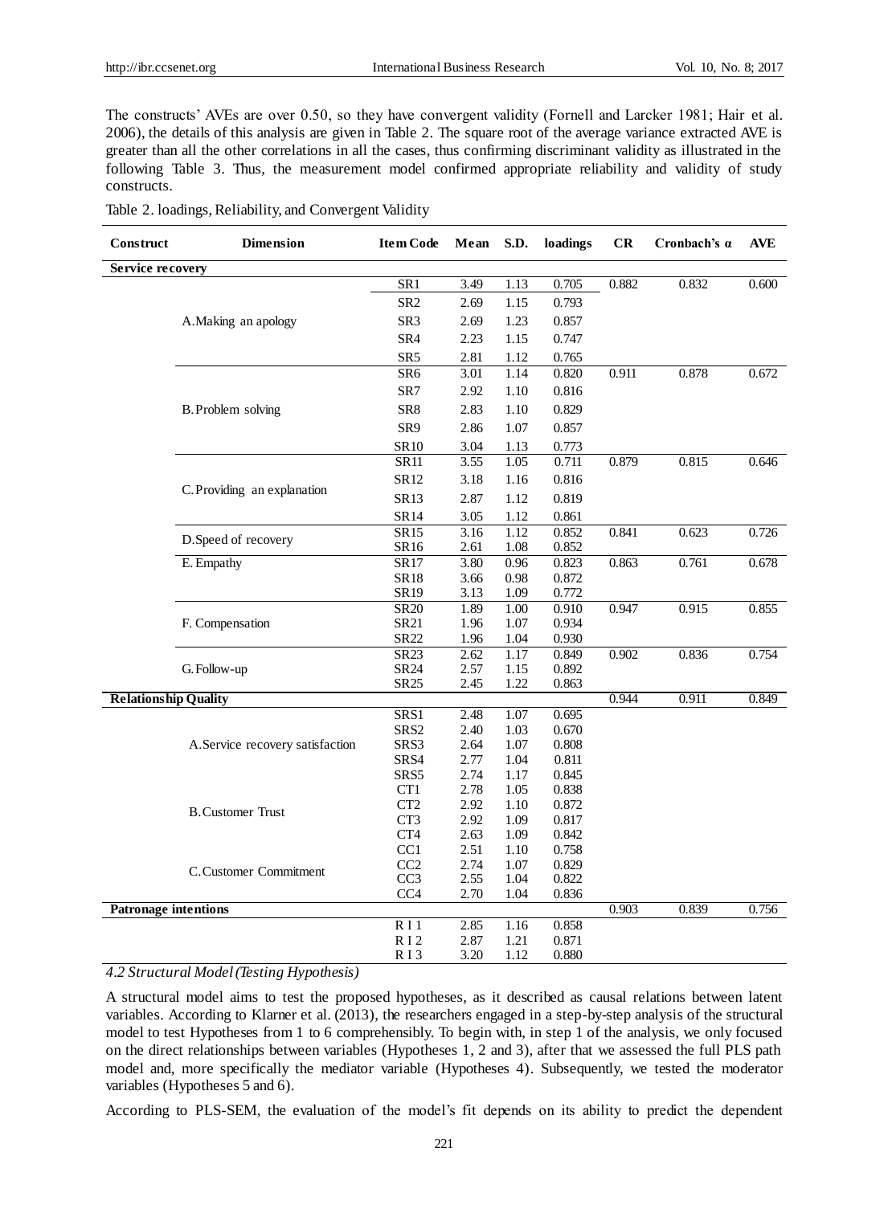The constructs' AVEs are over 0.50, so they have convergent validity (Fornell and Larcker 1981; Hair et al. 2006), the details of this analysis are given in Table 2. The square root of the average variance extracted AVE is greater than all the other correlations in all the cases, thus confirming discriminant validity as illustrated in the following Table 3. Thus, the measurement model confirmed appropriate reliability and validity of study constructs.

Table 2. loadings, Reliability, and Convergent Validity

| Construct | Dimension | Item Code | Mean | S.D. | loadings | CR | Cronbach's α | AVE |
|---|---|---|---|---|---|---|---|---|
| **Service recovery** | | | | | | | | |
| | A. Making an apology | SR1 | 3.49 | 1.13 | 0.705 | 0.882 | 0.832 | 0.600 |
| | | SR2 | 2.69 | 1.15 | 0.793 | | | |
| | | SR3 | 2.69 | 1.23 | 0.857 | | | |
| | | SR4 | 2.23 | 1.15 | 0.747 | | | |
| | | SR5 | 2.81 | 1.12 | 0.765 | | | |
| | B. Problem solving | SR6 | 3.01 | 1.14 | 0.820 | 0.911 | 0.878 | 0.672 |
| | | SR7 | 2.92 | 1.10 | 0.816 | | | |
| | | SR8 | 2.83 | 1.10 | 0.829 | | | |
| | | SR9 | 2.86 | 1.07 | 0.857 | | | |
| | | SR10 | 3.04 | 1.13 | 0.773 | | | |
| | C. Providing an explanation | SR11 | 3.55 | 1.05 | 0.711 | 0.879 | 0.815 | 0.646 |
| | | SR12 | 3.18 | 1.16 | 0.816 | | | |
| | | SR13 | 2.87 | 1.12 | 0.819 | | | |
| | | SR14 | 3.05 | 1.12 | 0.861 | | | |
| | D. Speed of recovery | SR15 | 3.16 | 1.12 | 0.852 | 0.841 | 0.623 | 0.726 |
| | | SR16 | 2.61 | 1.08 | 0.852 | | | |
| | E. Empathy | SR17 | 3.80 | 0.96 | 0.823 | 0.863 | 0.761 | 0.678 |
| | | SR18 | 3.66 | 0.98 | 0.872 | | | |
| | | SR19 | 3.13 | 1.09 | 0.772 | | | |
| | F. Compensation | SR20 | 1.89 | 1.00 | 0.910 | 0.947 | 0.915 | 0.855 |
| | | SR21 | 1.96 | 1.07 | 0.934 | | | |
| | | SR22 | 1.96 | 1.04 | 0.930 | | | |
| | G. Follow-up | SR23 | 2.62 | 1.17 | 0.849 | 0.902 | 0.836 | 0.754 |
| | | SR24 | 2.57 | 1.15 | 0.892 | | | |
| | | SR25 | 2.45 | 1.22 | 0.863 | | | |
| **Relationship Quality** | | | | | | 0.944 | 0.911 | 0.849 |
| | A. Service recovery satisfaction | SRS1 | 2.48 | 1.07 | 0.695 | | | |
| | | SRS2 | 2.40 | 1.03 | 0.670 | | | |
| | | SRS3 | 2.64 | 1.07 | 0.808 | | | |
| | | SRS4 | 2.77 | 1.04 | 0.811 | | | |
| | | SRS5 | 2.74 | 1.17 | 0.845 | | | |
| | B. Customer Trust | CT1 | 2.78 | 1.05 | 0.838 | | | |
| | | CT2 | 2.92 | 1.10 | 0.872 | | | |
| | | CT3 | 2.92 | 1.09 | 0.817 | | | |
| | | CT4 | 2.63 | 1.09 | 0.842 | | | |
| | C. Customer Commitment | CC1 | 2.51 | 1.10 | 0.758 | | | |
| | | CC2 | 2.74 | 1.07 | 0.829 | | | |
| | | CC3 | 2.55 | 1.04 | 0.822 | | | |
| | | CC4 | 2.70 | 1.04 | 0.836 | | | |
| **Patronage intentions** | | | | | | 0.903 | 0.839 | 0.756 |
| | | RI1 | 2.85 | 1.16 | 0.858 | | | |
| | | RI2 | 2.87 | 1.21 | 0.871 | | | |
| | | RI3 | 3.20 | 1.12 | 0.880 | | | |

### *4.2 Structural Model (Testing Hypothesis)*

A structural model aims to test the proposed hypotheses, as it described as causal relations between latent variables. According to Klarner et al. (2013), the researchers engaged in a step-by-step analysis of the structural model to test Hypotheses from 1 to 6 comprehensibly. To begin with, in step 1 of the analysis, we only focused on the direct relationships between variables (Hypotheses 1, 2 and 3), after that we assessed the full PLS path model and, more specifically the mediator variable (Hypotheses 4). Subsequently, we tested the moderator variables (Hypotheses 5 and 6).

According to PLS-SEM, the evaluation of the model's fit depends on its ability to predict the dependent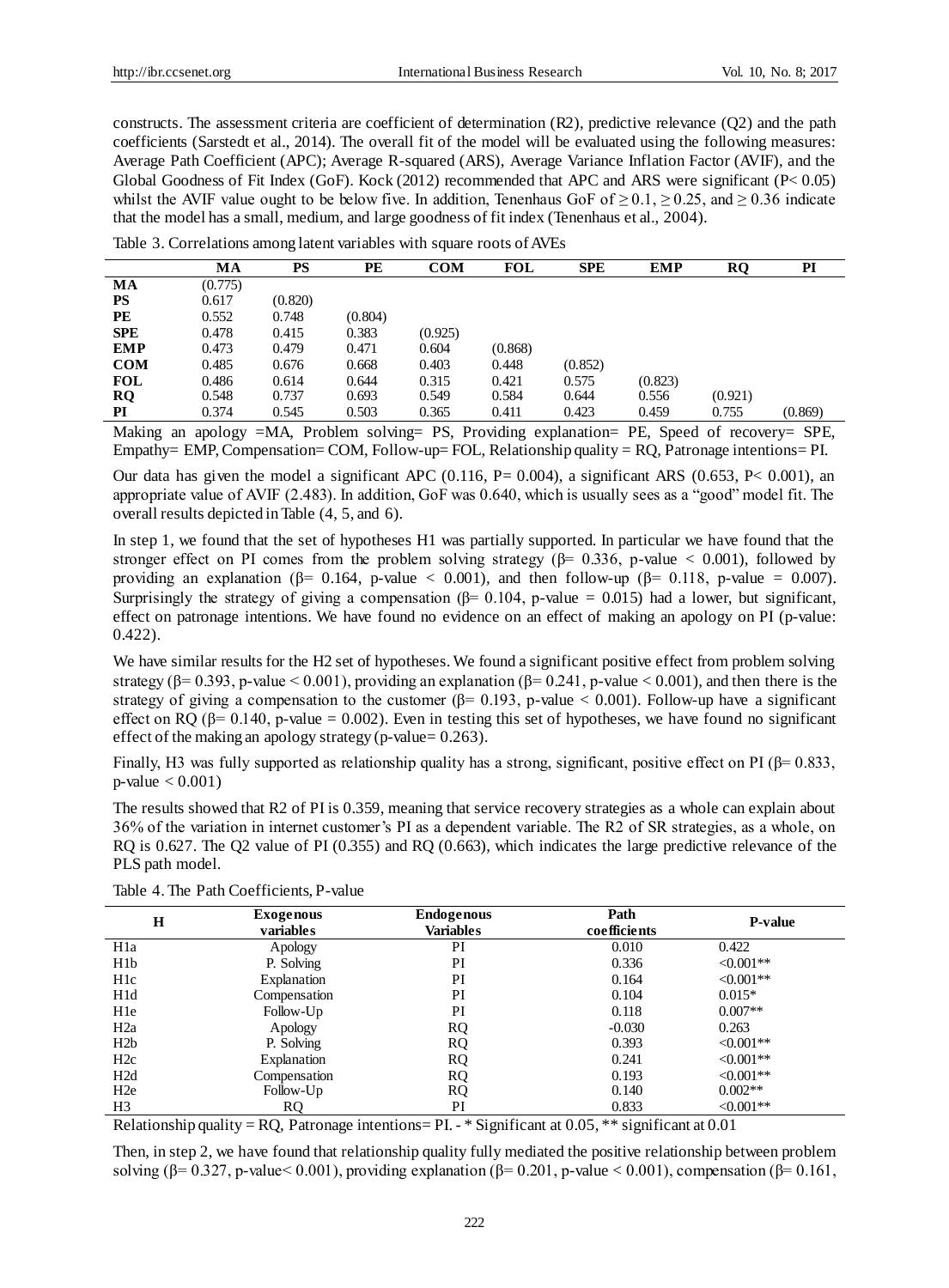constructs. The assessment criteria are coefficient of determination (R2), predictive relevance (Q2) and the path coefficients (Sarstedt et al., 2014). The overall fit of the model will be evaluated using the following measures: Average Path Coefficient (APC); Average R-squared (ARS), Average Variance Inflation Factor (AVIF), and the Global Goodness of Fit Index (GoF). Kock (2012) recommended that APC and ARS were significant ($P < 0.05$) whilst the AVIF value ought to be below five. In addition, Tenenhaus GoF of $\geq 0.1$, $\geq 0.25$, and $\geq 0.36$ indicate that the model has a small, medium, and large goodness of fit index (Tenenhaus et al., 2004).

Table 3. Correlations among latent variables with square roots of AVEs

| | MA | PS | PE | COM | FOL | SPE | EMP | RQ | PI |
|---|---|---|---|---|---|---|---|---|---|
| **MA** | (0.775) | | | | | | | | |
| **PS** | 0.617 | (0.820) | | | | | | | |
| **PE** | 0.552 | 0.748 | (0.804) | | | | | | |
| **SPE** | 0.478 | 0.415 | 0.383 | (0.925) | | | | | |
| **EMP** | 0.473 | 0.479 | 0.471 | 0.604 | (0.868) | | | | |
| **COM** | 0.485 | 0.676 | 0.668 | 0.403 | 0.448 | (0.852) | | | |
| **FOL** | 0.486 | 0.614 | 0.644 | 0.315 | 0.421 | 0.575 | (0.823) | | |
| **RQ** | 0.548 | 0.737 | 0.693 | 0.549 | 0.584 | 0.644 | 0.556 | (0.921) | |
| **PI** | 0.374 | 0.545 | 0.503 | 0.365 | 0.411 | 0.423 | 0.459 | 0.755 | (0.869) |

Making an apology =MA, Problem solving= PS, Providing explanation= PE, Speed of recovery= SPE, Empathy= EMP, Compensation= COM, Follow-up= FOL, Relationship quality = RQ, Patronage intentions= PI.

Our data has given the model a significant APC (0.116, P= 0.004), a significant ARS (0.653, $P < 0.001$), an appropriate value of AVIF (2.483). In addition, GoF was 0.640, which is usually sees as a "good" model fit. The overall results depicted in Table (4, 5, and 6).

In step 1, we found that the set of hypotheses H1 was partially supported. In particular we have found that the stronger effect on PI comes from the problem solving strategy ($\beta$= 0.336, p-value < 0.001), followed by providing an explanation ($\beta$= 0.164, p-value < 0.001), and then follow-up ($\beta$= 0.118, p-value = 0.007). Surprisingly the strategy of giving a compensation ($\beta$= 0.104, p-value = 0.015) had a lower, but significant, effect on patronage intentions. We have found no evidence on an effect of making an apology on PI (p-value: 0.422).

We have similar results for the H2 set of hypotheses. We found a significant positive effect from problem solving strategy ($\beta$= 0.393, p-value < 0.001), providing an explanation ($\beta$= 0.241, p-value < 0.001), and then there is the strategy of giving a compensation to the customer ($\beta$= 0.193, p-value < 0.001). Follow-up have a significant effect on RQ ($\beta$= 0.140, p-value = 0.002). Even in testing this set of hypotheses, we have found no significant effect of the making an apology strategy (p-value= 0.263).

Finally, H3 was fully supported as relationship quality has a strong, significant, positive effect on PI ($\beta$= 0.833, p-value < 0.001)

The results showed that R2 of PI is 0.359, meaning that service recovery strategies as a whole can explain about 36% of the variation in internet customer's PI as a dependent variable. The R2 of SR strategies, as a whole, on RQ is 0.627. The Q2 value of PI (0.355) and RQ (0.663), which indicates the large predictive relevance of the PLS path model.

Table 4. The Path Coefficients, P-value

| H | Exogenous variables | Endogenous Variables | Path coefficients | P-value |
|---|---|---|---|---|
| H1a | Apology | PI | 0.010 | 0.422 |
| H1b | P. Solving | PI | 0.336 | <0.001** |
| H1c | Explanation | PI | 0.164 | <0.001** |
| H1d | Compensation | PI | 0.104 | 0.015* |
| H1e | Follow-Up | PI | 0.118 | 0.007** |
| H2a | Apology | RQ | -0.030 | 0.263 |
| H2b | P. Solving | RQ | 0.393 | <0.001** |
| H2c | Explanation | RQ | 0.241 | <0.001** |
| H2d | Compensation | RQ | 0.193 | <0.001** |
| H2e | Follow-Up | RQ | 0.140 | 0.002** |
| H3 | RQ | PI | 0.833 | <0.001** |

Relationship quality = RQ, Patronage intentions= PI. - * Significant at 0.05, ** significant at 0.01

Then, in step 2, we have found that relationship quality fully mediated the positive relationship between problem solving ($\beta$= 0.327, p-value< 0.001), providing explanation ($\beta$= 0.201, p-value < 0.001), compensation ($\beta$= 0.161,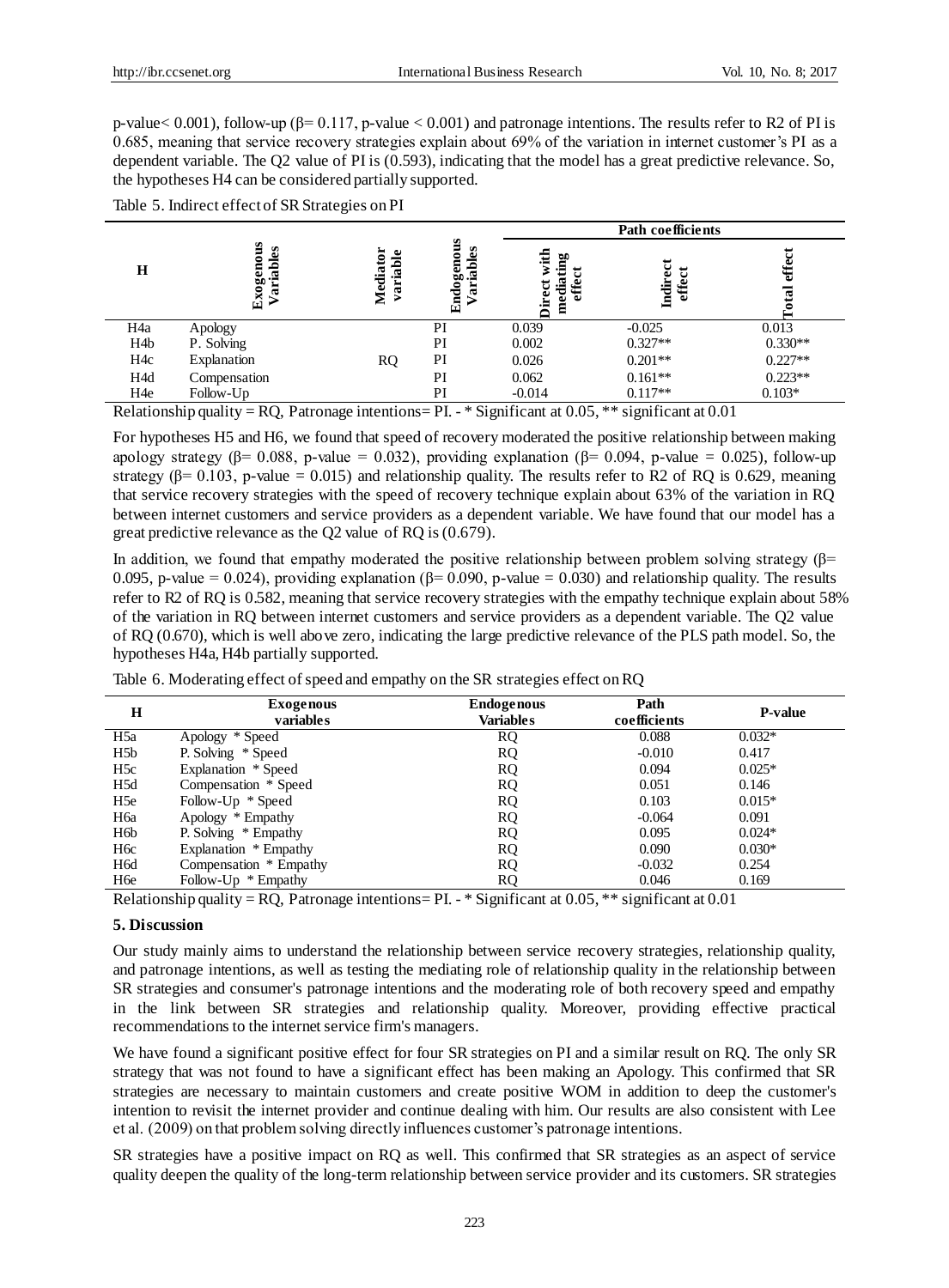p-value< 0.001), follow-up (β= 0.117, p-value < 0.001) and patronage intentions. The results refer to R2 of PI is 0.685, meaning that service recovery strategies explain about 69% of the variation in internet customer's PI as a dependent variable. The Q2 value of PI is (0.593), indicating that the model has a great predictive relevance. So, the hypotheses H4 can be considered partially supported.

Table 5. Indirect effect of SR Strategies on PI

| H | Exogenous Variables | Mediator variable | Endogenous Variables | Path coefficients | | |
|---|---|---|---|---|---|---|
| | | | | Direct with mediating effect | Indirect effect | Total effect |
| H4a | Apology | | PI | 0.039 | -0.025 | 0.013 |
| H4b | P. Solving | | PI | 0.002 | 0.327** | 0.330** |
| H4c | Explanation | RQ | PI | 0.026 | 0.201** | 0.227** |
| H4d | Compensation | | PI | 0.062 | 0.161** | 0.223** |
| H4e | Follow-Up | | PI | -0.014 | 0.117** | 0.103* |

Relationship quality = RQ, Patronage intentions= PI. - * Significant at 0.05, ** significant at 0.01

For hypotheses H5 and H6, we found that speed of recovery moderated the positive relationship between making apology strategy (β= 0.088, p-value = 0.032), providing explanation (β= 0.094, p-value = 0.025), follow-up strategy (β= 0.103, p-value = 0.015) and relationship quality. The results refer to R2 of RQ is 0.629, meaning that service recovery strategies with the speed of recovery technique explain about 63% of the variation in RQ between internet customers and service providers as a dependent variable. We have found that our model has a great predictive relevance as the Q2 value of RQ is (0.679).

In addition, we found that empathy moderated the positive relationship between problem solving strategy (β= 0.095, p-value = 0.024), providing explanation (β= 0.090, p-value = 0.030) and relationship quality. The results refer to R2 of RQ is 0.582, meaning that service recovery strategies with the empathy technique explain about 58% of the variation in RQ between internet customers and service providers as a dependent variable. The Q2 value of RQ (0.670), which is well above zero, indicating the large predictive relevance of the PLS path model. So, the hypotheses H4a, H4b partially supported.

Table 6. Moderating effect of speed and empathy on the SR strategies effect on RQ

| H | Exogenous variables | Endogenous Variables | Path coefficients | P-value |
|---|---|---|---|---|
| H5a | Apology * Speed | RQ | 0.088 | 0.032* |
| H5b | P. Solving * Speed | RQ | -0.010 | 0.417 |
| H5c | Explanation * Speed | RQ | 0.094 | 0.025* |
| H5d | Compensation * Speed | RQ | 0.051 | 0.146 |
| H5e | Follow-Up * Speed | RQ | 0.103 | 0.015* |
| H6a | Apology * Empathy | RQ | -0.064 | 0.091 |
| H6b | P. Solving * Empathy | RQ | 0.095 | 0.024* |
| H6c | Explanation * Empathy | RQ | 0.090 | 0.030* |
| H6d | Compensation * Empathy | RQ | -0.032 | 0.254 |
| H6e | Follow-Up * Empathy | RQ | 0.046 | 0.169 |

Relationship quality = RQ, Patronage intentions= PI. - * Significant at 0.05, ** significant at 0.01

## 5. Discussion

Our study mainly aims to understand the relationship between service recovery strategies, relationship quality, and patronage intentions, as well as testing the mediating role of relationship quality in the relationship between SR strategies and consumer's patronage intentions and the moderating role of both recovery speed and empathy in the link between SR strategies and relationship quality. Moreover, providing effective practical recommendations to the internet service firm's managers.

We have found a significant positive effect for four SR strategies on PI and a similar result on RQ. The only SR strategy that was not found to have a significant effect has been making an Apology. This confirmed that SR strategies are necessary to maintain customers and create positive WOM in addition to deep the customer's intention to revisit the internet provider and continue dealing with him. Our results are also consistent with Lee et al. (2009) on that problem solving directly influences customer's patronage intentions.

SR strategies have a positive impact on RQ as well. This confirmed that SR strategies as an aspect of service quality deepen the quality of the long-term relationship between service provider and its customers. SR strategies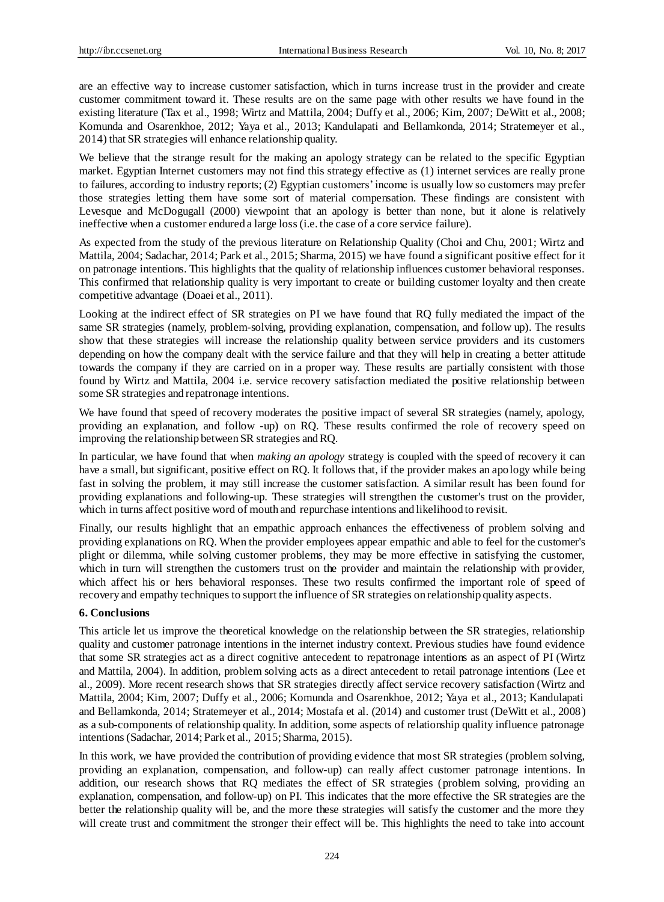are an effective way to increase customer satisfaction, which in turns increase trust in the provider and create customer commitment toward it. These results are on the same page with other results we have found in the existing literature (Tax et al., 1998; Wirtz and Mattila, 2004; Duffy et al., 2006; Kim, 2007; DeWitt et al., 2008; Komunda and Osarenkhoe, 2012; Yaya et al., 2013; Kandulapati and Bellamkonda, 2014; Stratemeyer et al., 2014) that SR strategies will enhance relationship quality.

We believe that the strange result for the making an apology strategy can be related to the specific Egyptian market. Egyptian Internet customers may not find this strategy effective as (1) internet services are really prone to failures, according to industry reports; (2) Egyptian customers' income is usually low so customers may prefer those strategies letting them have some sort of material compensation. These findings are consistent with Levesque and McDogugall (2000) viewpoint that an apology is better than none, but it alone is relatively ineffective when a customer endured a large loss (i.e. the case of a core service failure).

As expected from the study of the previous literature on Relationship Quality (Choi and Chu, 2001; Wirtz and Mattila, 2004; Sadachar, 2014; Park et al., 2015; Sharma, 2015) we have found a significant positive effect for it on patronage intentions. This highlights that the quality of relationship influences customer behavioral responses. This confirmed that relationship quality is very important to create or building customer loyalty and then create competitive advantage (Doaei et al., 2011).

Looking at the indirect effect of SR strategies on PI we have found that RQ fully mediated the impact of the same SR strategies (namely, problem-solving, providing explanation, compensation, and follow up). The results show that these strategies will increase the relationship quality between service providers and its customers depending on how the company dealt with the service failure and that they will help in creating a better attitude towards the company if they are carried on in a proper way. These results are partially consistent with those found by Wirtz and Mattila, 2004 i.e. service recovery satisfaction mediated the positive relationship between some SR strategies and repatronage intentions.

We have found that speed of recovery moderates the positive impact of several SR strategies (namely, apology, providing an explanation, and follow -up) on RQ. These results confirmed the role of recovery speed on improving the relationship between SR strategies and RQ.

In particular, we have found that when *making an apology* strategy is coupled with the speed of recovery it can have a small, but significant, positive effect on RQ. It follows that, if the provider makes an apology while being fast in solving the problem, it may still increase the customer satisfaction. A similar result has been found for providing explanations and following-up. These strategies will strengthen the customer's trust on the provider, which in turns affect positive word of mouth and repurchase intentions and likelihood to revisit.

Finally, our results highlight that an empathic approach enhances the effectiveness of problem solving and providing explanations on RQ. When the provider employees appear empathic and able to feel for the customer's plight or dilemma, while solving customer problems, they may be more effective in satisfying the customer, which in turn will strengthen the customers trust on the provider and maintain the relationship with provider, which affect his or hers behavioral responses. These two results confirmed the important role of speed of recovery and empathy techniques to support the influence of SR strategies on relationship quality aspects.

## 6. Conclusions

This article let us improve the theoretical knowledge on the relationship between the SR strategies, relationship quality and customer patronage intentions in the internet industry context. Previous studies have found evidence that some SR strategies act as a direct cognitive antecedent to repatronage intentions as an aspect of PI (Wirtz and Mattila, 2004). In addition, problem solving acts as a direct antecedent to retail patronage intentions (Lee et al., 2009). More recent research shows that SR strategies directly affect service recovery satisfaction (Wirtz and Mattila, 2004; Kim, 2007; Duffy et al., 2006; Komunda and Osarenkhoe, 2012; Yaya et al., 2013; Kandulapati and Bellamkonda, 2014; Stratemeyer et al., 2014; Mostafa et al. (2014) and customer trust (DeWitt et al., 2008) as a sub-components of relationship quality. In addition, some aspects of relationship quality influence patronage intentions (Sadachar, 2014; Park et al., 2015; Sharma, 2015).

In this work, we have provided the contribution of providing evidence that most SR strategies (problem solving, providing an explanation, compensation, and follow-up) can really affect customer patronage intentions. In addition, our research shows that RQ mediates the effect of SR strategies (problem solving, providing an explanation, compensation, and follow-up) on PI. This indicates that the more effective the SR strategies are the better the relationship quality will be, and the more these strategies will satisfy the customer and the more they will create trust and commitment the stronger their effect will be. This highlights the need to take into account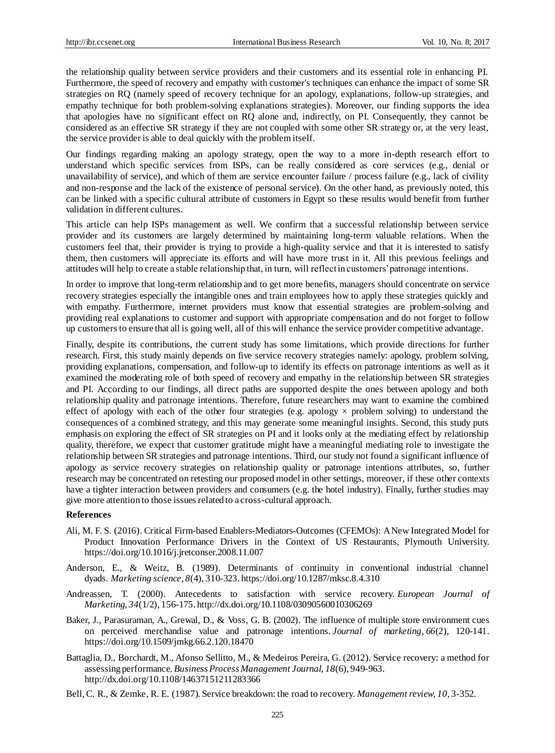the relationship quality between service providers and their customers and its essential role in enhancing PI. Furthermore, the speed of recovery and empathy with customer's techniques can enhance the impact of some SR strategies on RQ (namely speed of recovery technique for an apology, explanations, follow-up strategies, and empathy technique for both problem-solving explanations strategies). Moreover, our finding supports the idea that apologies have no significant effect on RQ alone and, indirectly, on PI. Consequently, they cannot be considered as an effective SR strategy if they are not coupled with some other SR strategy or, at the very least, the service provider is able to deal quickly with the problem itself.

Our findings regarding making an apology strategy, open the way to a more in-depth research effort to understand which specific services from ISPs, can be really considered as core services (e.g., denial or unavailability of service), and which of them are service encounter failure / process failure (e.g., lack of civility and non-response and the lack of the existence of personal service). On the other hand, as previously noted, this can be linked with a specific cultural attribute of customers in Egypt so these results would benefit from further validation in different cultures.

This article can help ISPs management as well. We confirm that a successful relationship between service provider and its customers are largely determined by maintaining long-term valuable relations. When the customers feel that, their provider is trying to provide a high-quality service and that it is interested to satisfy them, then customers will appreciate its efforts and will have more trust in it. All this previous feelings and attitudes will help to create a stable relationship that, in turn, will reflect in customers' patronage intentions.

In order to improve that long-term relationship and to get more benefits, managers should concentrate on service recovery strategies especially the intangible ones and train employees how to apply these strategies quickly and with empathy. Furthermore, internet providers must know that essential strategies are problem-solving and providing real explanations to customer and support with appropriate compensation and do not forget to follow up customers to ensure that all is going well, all of this will enhance the service provider competitive advantage.

Finally, despite its contributions, the current study has some limitations, which provide directions for further research. First, this study mainly depends on five service recovery strategies namely: apology, problem solving, providing explanations, compensation, and follow-up to identify its effects on patronage intentions as well as it examined the moderating role of both speed of recovery and empathy in the relationship between SR strategies and PI. According to our findings, all direct paths are supported despite the ones between apology and both relationship quality and patronage intentions. Therefore, future researchers may want to examine the combined effect of apology with each of the other four strategies (e.g. apology × problem solving) to understand the consequences of a combined strategy, and this may generate some meaningful insights. Second, this study puts emphasis on exploring the effect of SR strategies on PI and it looks only at the mediating effect by relationship quality, therefore, we expect that customer gratitude might have a meaningful mediating role to investigate the relationship between SR strategies and patronage intentions. Third, our study not found a significant influence of apology as service recovery strategies on relationship quality or patronage intentions attributes, so, further research may be concentrated on retesting our proposed model in other settings, moreover, if these other contexts have a tighter interaction between providers and consumers (e.g. the hotel industry). Finally, further studies may give more attention to those issues related to a cross-cultural approach.

## References

Ali, M. F. S. (2016). Critical Firm-based Enablers-Mediators-Outcomes (CFEMOs): A New Integrated Model for Product Innovation Performance Drivers in the Context of US Restaurants, Plymouth University. https://doi.org/10.1016/j.jretconser.2008.11.007

Anderson, E., & Weitz, B. (1989). Determinants of continuity in conventional industrial channel dyads. *Marketing science, 8*(4), 310-323. https://doi.org/10.1287/mksc.8.4.310

Andreassen, T. (2000). Antecedents to satisfaction with service recovery. *European Journal of Marketing, 34*(1/2), 156-175. http://dx.doi.org/10.1108/03090560010306269

Baker, J., Parasuraman, A., Grewal, D., & Voss, G. B. (2002). The influence of multiple store environment cues on perceived merchandise value and patronage intentions. *Journal of marketing, 66*(2), 120-141. https://doi.org/10.1509/jmkg.66.2.120.18470

Battaglia, D., Borchardt, M., Afonso Sellitto, M., & Medeiros Pereira, G. (2012). Service recovery: a method for assessing performance. *Business Process Management Journal, 18*(6), 949-963. http://dx.doi.org/10.1108/14637151211283366

Bell, C. R., & Zemke, R. E. (1987). Service breakdown: the road to recovery. *Management review, 10*, 3-352.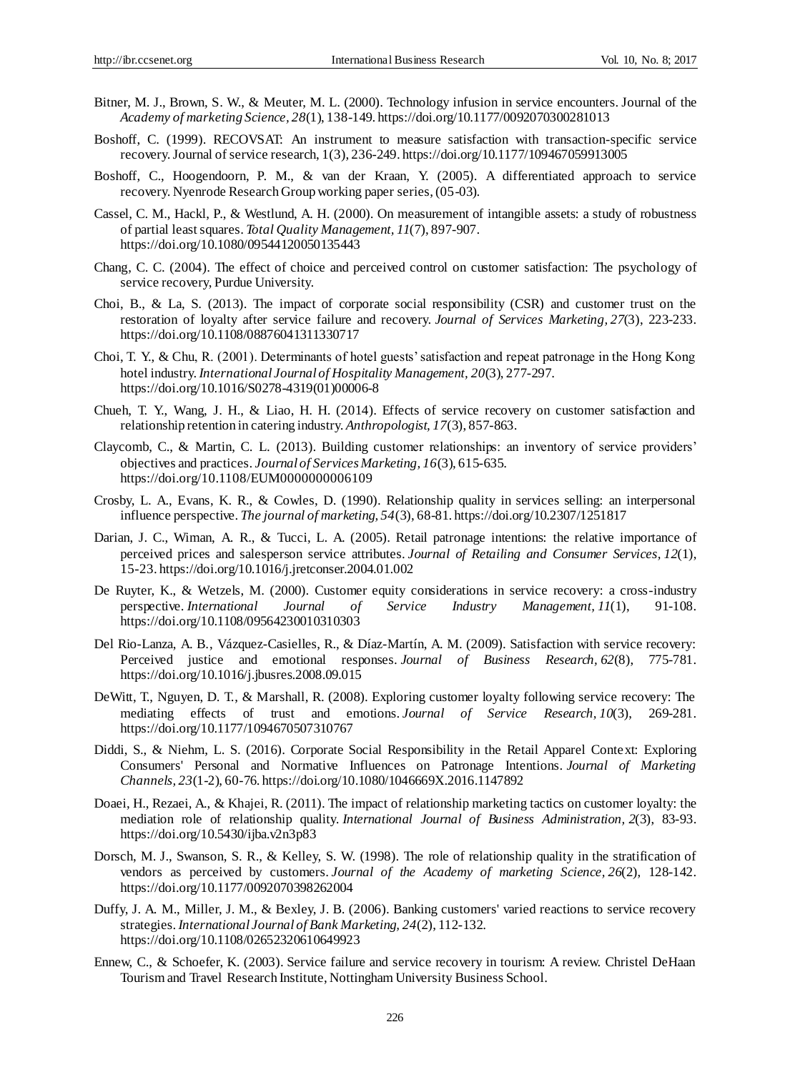Bitner, M. J., Brown, S. W., & Meuter, M. L. (2000). Technology infusion in service encounters. Journal of the *Academy of marketing Science, 28*(1), 138-149. https://doi.org/10.1177/0092070300281013

Boshoff, C. (1999). RECOVSAT: An instrument to measure satisfaction with transaction-specific service recovery. Journal of service research, 1(3), 236-249. https://doi.org/10.1177/109467059913005

Boshoff, C., Hoogendoorn, P. M., & van der Kraan, Y. (2005). A differentiated approach to service recovery. Nyenrode Research Group working paper series, (05-03).

Cassel, C. M., Hackl, P., & Westlund, A. H. (2000). On measurement of intangible assets: a study of robustness of partial least squares. *Total Quality Management, 11*(7), 897-907. https://doi.org/10.1080/09544120050135443

Chang, C. C. (2004). The effect of choice and perceived control on customer satisfaction: The psychology of service recovery, Purdue University.

Choi, B., & La, S. (2013). The impact of corporate social responsibility (CSR) and customer trust on the restoration of loyalty after service failure and recovery. *Journal of Services Marketing, 27*(3), 223-233. https://doi.org/10.1108/08876041311330717

Choi, T. Y., & Chu, R. (2001). Determinants of hotel guests' satisfaction and repeat patronage in the Hong Kong hotel industry. *International Journal of Hospitality Management, 20*(3), 277-297. https://doi.org/10.1016/S0278-4319(01)00006-8

Chueh, T. Y., Wang, J. H., & Liao, H. H. (2014). Effects of service recovery on customer satisfaction and relationship retention in catering industry. *Anthropologist, 17*(3), 857-863.

Claycomb, C., & Martin, C. L. (2013). Building customer relationships: an inventory of service providers' objectives and practices. *Journal of Services Marketing, 16*(3), 615-635. https://doi.org/10.1108/EUM0000000006109

Crosby, L. A., Evans, K. R., & Cowles, D. (1990). Relationship quality in services selling: an interpersonal influence perspective. *The journal of marketing, 54*(3), 68-81. https://doi.org/10.2307/1251817

Darian, J. C., Wiman, A. R., & Tucci, L. A. (2005). Retail patronage intentions: the relative importance of perceived prices and salesperson service attributes. *Journal of Retailing and Consumer Services, 12*(1), 15-23. https://doi.org/10.1016/j.jretconser.2004.01.002

De Ruyter, K., & Wetzels, M. (2000). Customer equity considerations in service recovery: a cross-industry perspective. *International Journal of Service Industry Management, 11*(1), 91-108. https://doi.org/10.1108/09564230010310303

Del Rio-Lanza, A. B., Vázquez-Casielles, R., & Díaz-Martín, A. M. (2009). Satisfaction with service recovery: Perceived justice and emotional responses. *Journal of Business Research, 62*(8), 775-781. https://doi.org/10.1016/j.jbusres.2008.09.015

DeWitt, T., Nguyen, D. T., & Marshall, R. (2008). Exploring customer loyalty following service recovery: The mediating effects of trust and emotions. *Journal of Service Research, 10*(3), 269-281. https://doi.org/10.1177/1094670507310767

Diddi, S., & Niehm, L. S. (2016). Corporate Social Responsibility in the Retail Apparel Context: Exploring Consumers' Personal and Normative Influences on Patronage Intentions. *Journal of Marketing Channels, 23*(1-2), 60-76. https://doi.org/10.1080/1046669X.2016.1147892

Doaei, H., Rezaei, A., & Khajei, R. (2011). The impact of relationship marketing tactics on customer loyalty: the mediation role of relationship quality. *International Journal of Business Administration, 2*(3), 83-93. https://doi.org/10.5430/ijba.v2n3p83

Dorsch, M. J., Swanson, S. R., & Kelley, S. W. (1998). The role of relationship quality in the stratification of vendors as perceived by customers. *Journal of the Academy of marketing Science, 26*(2), 128-142. https://doi.org/10.1177/0092070398262004

Duffy, J. A. M., Miller, J. M., & Bexley, J. B. (2006). Banking customers' varied reactions to service recovery strategies. *International Journal of Bank Marketing, 24*(2), 112-132. https://doi.org/10.1108/02652320610649923

Ennew, C., & Schoefer, K. (2003). Service failure and service recovery in tourism: A review. Christel DeHaan Tourism and Travel Research Institute, Nottingham University Business School.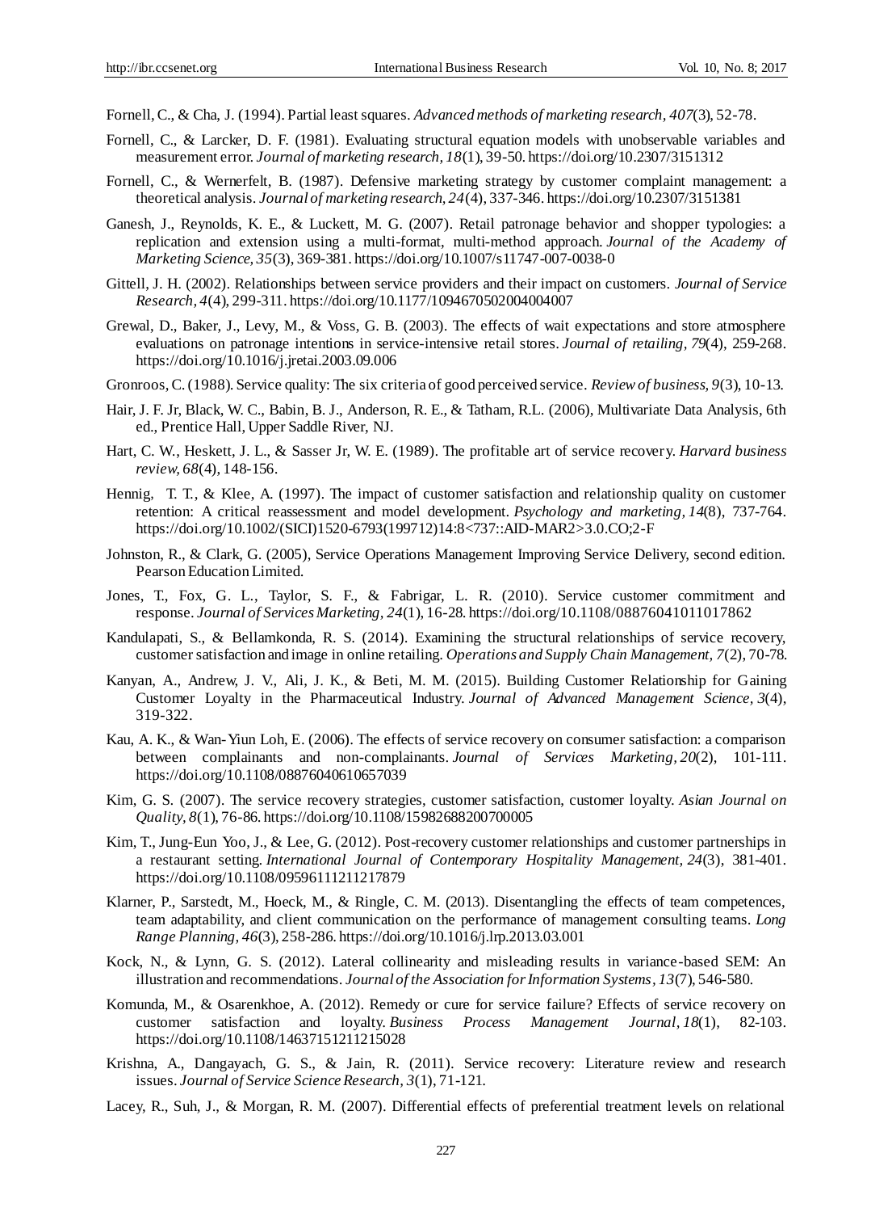Fornell, C., & Cha, J. (1994). Partial least squares. *Advanced methods of marketing research*, *407*(3), 52-78.

Fornell, C., & Larcker, D. F. (1981). Evaluating structural equation models with unobservable variables and measurement error. *Journal of marketing research, 18*(1), 39-50. https://doi.org/10.2307/3151312

Fornell, C., & Wernerfelt, B. (1987). Defensive marketing strategy by customer complaint management: a theoretical analysis. *Journal of marketing research, 24*(4), 337-346. https://doi.org/10.2307/3151381

Ganesh, J., Reynolds, K. E., & Luckett, M. G. (2007). Retail patronage behavior and shopper typologies: a replication and extension using a multi-format, multi-method approach. *Journal of the Academy of Marketing Science, 35*(3), 369-381. https://doi.org/10.1007/s11747-007-0038-0

Gittell, J. H. (2002). Relationships between service providers and their impact on customers. *Journal of Service Research, 4*(4), 299-311. https://doi.org/10.1177/1094670502004004007

Grewal, D., Baker, J., Levy, M., & Voss, G. B. (2003). The effects of wait expectations and store atmosphere evaluations on patronage intentions in service-intensive retail stores. *Journal of retailing, 79*(4), 259-268. https://doi.org/10.1016/j.jretai.2003.09.006

Gronroos, C. (1988). Service quality: The six criteria of good perceived service. *Review of business, 9*(3), 10-13.

Hair, J. F. Jr, Black, W. C., Babin, B. J., Anderson, R. E., & Tatham, R.L. (2006), Multivariate Data Analysis, 6th ed., Prentice Hall, Upper Saddle River, NJ.

Hart, C. W., Heskett, J. L., & Sasser Jr, W. E. (1989). The profitable art of service recovery. *Harvard business review*, *68*(4), 148-156.

Hennig, T. T., & Klee, A. (1997). The impact of customer satisfaction and relationship quality on customer retention: A critical reassessment and model development. *Psychology and marketing, 14*(8), 737-764. https://doi.org/10.1002/(SICI)1520-6793(199712)14:8<737::AID-MAR2>3.0.CO;2-F

Johnston, R., & Clark, G. (2005), Service Operations Management Improving Service Delivery, second edition. Pearson Education Limited.

Jones, T., Fox, G. L., Taylor, S. F., & Fabrigar, L. R. (2010). Service customer commitment and response. *Journal of Services Marketing*, *24*(1), 16-28. https://doi.org/10.1108/08876041011017862

Kandulapati, S., & Bellamkonda, R. S. (2014). Examining the structural relationships of service recovery, customer satisfaction and image in online retailing. *Operations and Supply Chain Management, 7*(2), 70-78.

Kanyan, A., Andrew, J. V., Ali, J. K., & Beti, M. M. (2015). Building Customer Relationship for Gaining Customer Loyalty in the Pharmaceutical Industry. *Journal of Advanced Management Science*, *3*(4), 319-322.

Kau, A. K., & Wan-Yiun Loh, E. (2006). The effects of service recovery on consumer satisfaction: a comparison between complainants and non-complainants. *Journal of Services Marketing, 20*(2), 101-111. https://doi.org/10.1108/08876040610657039

Kim, G. S. (2007). The service recovery strategies, customer satisfaction, customer loyalty. *Asian Journal on Quality*, *8*(1), 76-86. https://doi.org/10.1108/15982688200700005

Kim, T., Jung-Eun Yoo, J., & Lee, G. (2012). Post-recovery customer relationships and customer partnerships in a restaurant setting. *International Journal of Contemporary Hospitality Management, 24*(3), 381-401. https://doi.org/10.1108/09596111211217879

Klarner, P., Sarstedt, M., Hoeck, M., & Ringle, C. M. (2013). Disentangling the effects of team competences, team adaptability, and client communication on the performance of management consulting teams. *Long Range Planning, 46*(3), 258-286. https://doi.org/10.1016/j.lrp.2013.03.001

Kock, N., & Lynn, G. S. (2012). Lateral collinearity and misleading results in variance-based SEM: An illustration and recommendations. *Journal of the Association for Information Systems*, *13*(7), 546-580.

Komunda, M., & Osarenkhoe, A. (2012). Remedy or cure for service failure? Effects of service recovery on customer satisfaction and loyalty. *Business Process Management Journal, 18*(1), 82-103. https://doi.org/10.1108/14637151211215028

Krishna, A., Dangayach, G. S., & Jain, R. (2011). Service recovery: Literature review and research issues. *Journal of Service Science Research, 3*(1), 71-121.

Lacey, R., Suh, J., & Morgan, R. M. (2007). Differential effects of preferential treatment levels on relational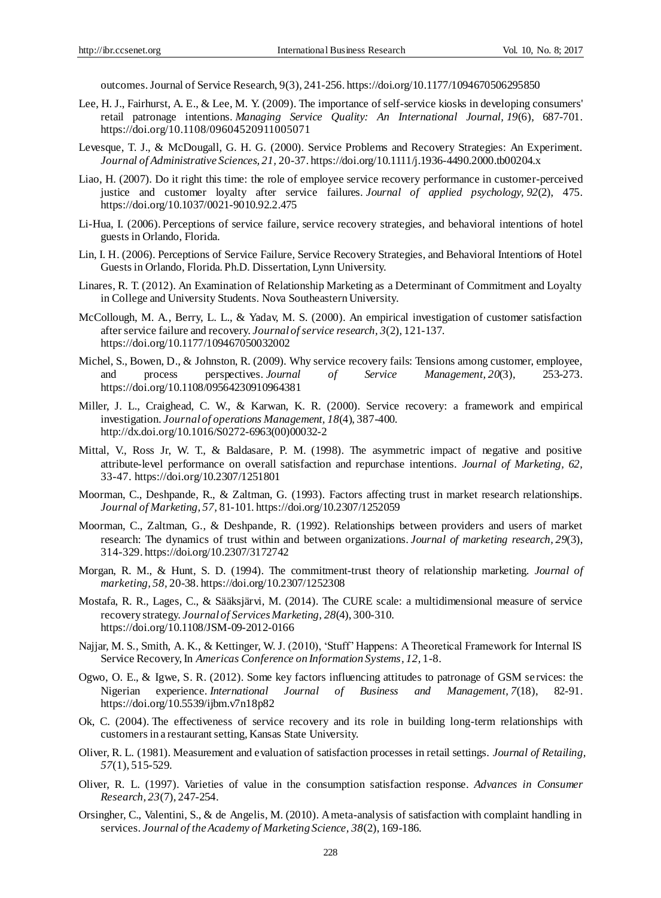outcomes. Journal of Service Research, 9(3), 241-256. https://doi.org/10.1177/1094670506295850

Lee, H. J., Fairhurst, A. E., & Lee, M. Y. (2009). The importance of self-service kiosks in developing consumers' retail patronage intentions. *Managing Service Quality: An International Journal, 19*(6), 687-701. https://doi.org/10.1108/09604520911005071

Levesque, T. J., & McDougall, G. H. G. (2000). Service Problems and Recovery Strategies: An Experiment. *Journal of Administrative Sciences, 21,* 20-37. https://doi.org/10.1111/j.1936-4490.2000.tb00204.x

Liao, H. (2007). Do it right this time: the role of employee service recovery performance in customer-perceived justice and customer loyalty after service failures. *Journal of applied psychology, 92*(2), 475. https://doi.org/10.1037/0021-9010.92.2.475

Li-Hua, I. (2006). Perceptions of service failure, service recovery strategies, and behavioral intentions of hotel guests in Orlando, Florida.

Lin, I. H. (2006). Perceptions of Service Failure, Service Recovery Strategies, and Behavioral Intentions of Hotel Guests in Orlando, Florida. Ph.D. Dissertation, Lynn University.

Linares, R. T. (2012). An Examination of Relationship Marketing as a Determinant of Commitment and Loyalty in College and University Students. Nova Southeastern University.

McCollough, M. A., Berry, L. L., & Yadav, M. S. (2000). An empirical investigation of customer satisfaction after service failure and recovery. *Journal of service research, 3*(2), 121-137. https://doi.org/10.1177/109467050032002

Michel, S., Bowen, D., & Johnston, R. (2009). Why service recovery fails: Tensions among customer, employee, and process perspectives. *Journal of Service Management, 20*(3), 253-273. https://doi.org/10.1108/09564230910964381

Miller, J. L., Craighead, C. W., & Karwan, K. R. (2000). Service recovery: a framework and empirical investigation. *Journal of operations Management, 18*(4), 387-400. http://dx.doi.org/10.1016/S0272-6963(00)00032-2

Mittal, V., Ross Jr, W. T., & Baldasare, P. M. (1998). The asymmetric impact of negative and positive attribute-level performance on overall satisfaction and repurchase intentions. *Journal of Marketing, 62,* 33-47. https://doi.org/10.2307/1251801

Moorman, C., Deshpande, R., & Zaltman, G. (1993). Factors affecting trust in market research relationships. *Journal of Marketing, 57,* 81-101. https://doi.org/10.2307/1252059

Moorman, C., Zaltman, G., & Deshpande, R. (1992). Relationships between providers and users of market research: The dynamics of trust within and between organizations. *Journal of marketing research, 29*(3), 314-329. https://doi.org/10.2307/3172742

Morgan, R. M., & Hunt, S. D. (1994). The commitment-trust theory of relationship marketing. *Journal of marketing, 58,* 20-38. https://doi.org/10.2307/1252308

Mostafa, R. R., Lages, C., & Sääksjärvi, M. (2014). The CURE scale: a multidimensional measure of service recovery strategy. *Journal of Services Marketing, 28*(4), 300-310. https://doi.org/10.1108/JSM-09-2012-0166

Najjar, M. S., Smith, A. K., & Kettinger, W. J. (2010), 'Stuff' Happens: A Theoretical Framework for Internal IS Service Recovery, In *Americas Conference on Information Systems, 12,* 1-8.

Ogwo, O. E., & Igwe, S. R. (2012). Some key factors influencing attitudes to patronage of GSM services: the Nigerian experience. *International Journal of Business and Management, 7*(18), 82-91. https://doi.org/10.5539/ijbm.v7n18p82

Ok, C. (2004). The effectiveness of service recovery and its role in building long-term relationships with customers in a restaurant setting, Kansas State University.

Oliver, R. L. (1981). Measurement and evaluation of satisfaction processes in retail settings. *Journal of Retailing, 57*(1), 515-529.

Oliver, R. L. (1997). Varieties of value in the consumption satisfaction response. *Advances in Consumer Research, 23*(7), 247-254.

Orsingher, C., Valentini, S., & de Angelis, M. (2010). A meta-analysis of satisfaction with complaint handling in services. *Journal of the Academy of Marketing Science, 38*(2), 169-186.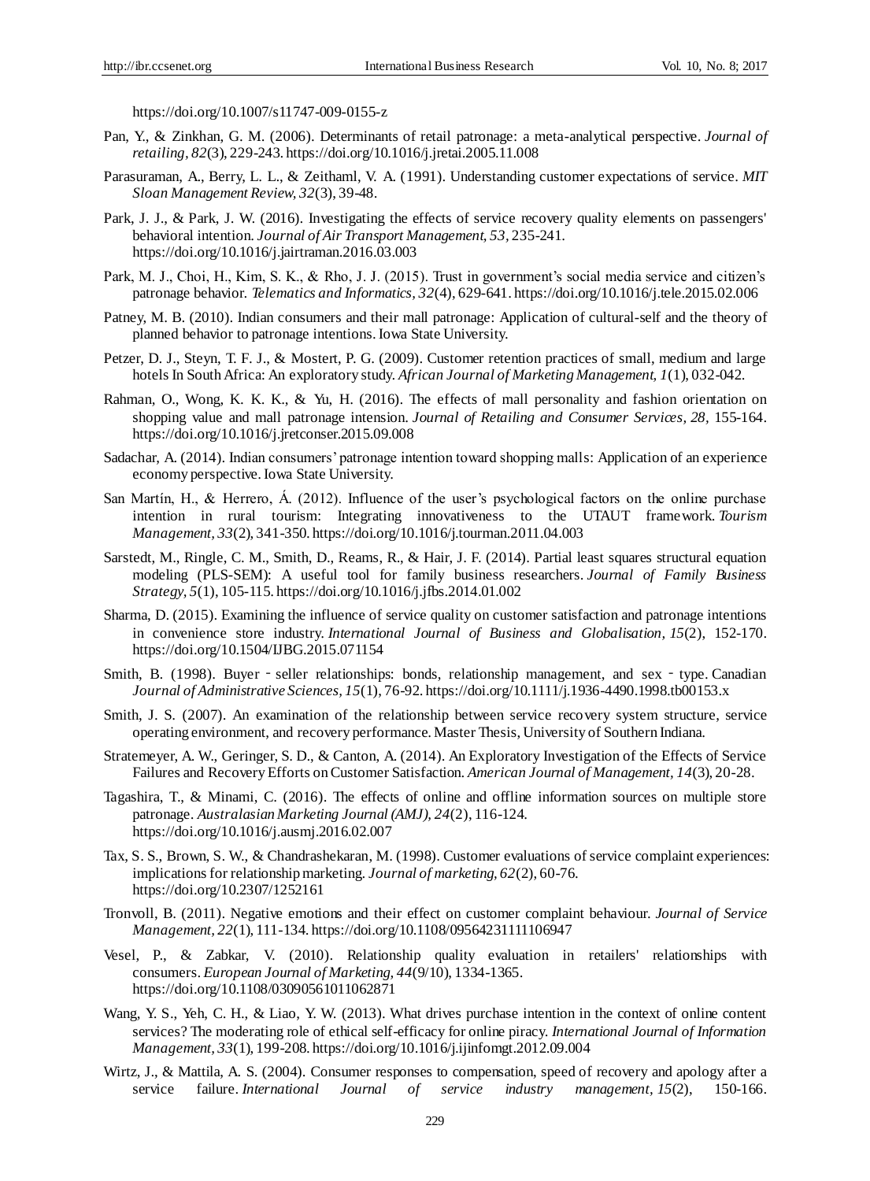https://doi.org/10.1007/s11747-009-0155-z

Pan, Y., & Zinkhan, G. M. (2006). Determinants of retail patronage: a meta-analytical perspective. *Journal of retailing, 82*(3), 229-243. https://doi.org/10.1016/j.jretai.2005.11.008

Parasuraman, A., Berry, L. L., & Zeithaml, V. A. (1991). Understanding customer expectations of service. *MIT Sloan Management Review, 32*(3), 39-48.

Park, J. J., & Park, J. W. (2016). Investigating the effects of service recovery quality elements on passengers' behavioral intention. *Journal of Air Transport Management, 53*, 235-241. https://doi.org/10.1016/j.jairtraman.2016.03.003

Park, M. J., Choi, H., Kim, S. K., & Rho, J. J. (2015). Trust in government's social media service and citizen's patronage behavior. *Telematics and Informatics, 32*(4), 629-641. https://doi.org/10.1016/j.tele.2015.02.006

Patney, M. B. (2010). Indian consumers and their mall patronage: Application of cultural-self and the theory of planned behavior to patronage intentions. Iowa State University.

Petzer, D. J., Steyn, T. F. J., & Mostert, P. G. (2009). Customer retention practices of small, medium and large hotels In South Africa: An exploratory study. *African Journal of Marketing Management, 1*(1), 032-042.

Rahman, O., Wong, K. K. K., & Yu, H. (2016). The effects of mall personality and fashion orientation on shopping value and mall patronage intension. *Journal of Retailing and Consumer Services, 28*, 155-164. https://doi.org/10.1016/j.jretconser.2015.09.008

Sadachar, A. (2014). Indian consumers' patronage intention toward shopping malls: Application of an experience economy perspective. Iowa State University.

San Martín, H., & Herrero, Á. (2012). Influence of the user's psychological factors on the online purchase intention in rural tourism: Integrating innovativeness to the UTAUT framework. *Tourism Management, 33*(2), 341-350. https://doi.org/10.1016/j.tourman.2011.04.003

Sarstedt, M., Ringle, C. M., Smith, D., Reams, R., & Hair, J. F. (2014). Partial least squares structural equation modeling (PLS-SEM): A useful tool for family business researchers. *Journal of Family Business Strategy, 5*(1), 105-115. https://doi.org/10.1016/j.jfbs.2014.01.002

Sharma, D. (2015). Examining the influence of service quality on customer satisfaction and patronage intentions in convenience store industry. *International Journal of Business and Globalisation, 15*(2), 152-170. https://doi.org/10.1504/IJBG.2015.071154

Smith, B. (1998). Buyer - seller relationships: bonds, relationship management, and sex - type. Canadian *Journal of Administrative Sciences, 15*(1), 76-92. https://doi.org/10.1111/j.1936-4490.1998.tb00153.x

Smith, J. S. (2007). An examination of the relationship between service recovery system structure, service operating environment, and recovery performance. Master Thesis, University of Southern Indiana.

Stratemeyer, A. W., Geringer, S. D., & Canton, A. (2014). An Exploratory Investigation of the Effects of Service Failures and Recovery Efforts on Customer Satisfaction. *American Journal of Management, 14*(3), 20-28.

Tagashira, T., & Minami, C. (2016). The effects of online and offline information sources on multiple store patronage. *Australasian Marketing Journal (AMJ), 24*(2), 116-124. https://doi.org/10.1016/j.ausmj.2016.02.007

Tax, S. S., Brown, S. W., & Chandrashekaran, M. (1998). Customer evaluations of service complaint experiences: implications for relationship marketing. *Journal of marketing, 62*(2), 60-76. https://doi.org/10.2307/1252161

Tronvoll, B. (2011). Negative emotions and their effect on customer complaint behaviour. *Journal of Service Management, 22*(1), 111-134. https://doi.org/10.1108/09564231111106947

Vesel, P., & Zabkar, V. (2010). Relationship quality evaluation in retailers' relationships with consumers. *European Journal of Marketing, 44*(9/10), 1334-1365. https://doi.org/10.1108/03090561011062871

Wang, Y. S., Yeh, C. H., & Liao, Y. W. (2013). What drives purchase intention in the context of online content services? The moderating role of ethical self-efficacy for online piracy. *International Journal of Information Management, 33*(1), 199-208. https://doi.org/10.1016/j.ijinfomgt.2012.09.004

Wirtz, J., & Mattila, A. S. (2004). Consumer responses to compensation, speed of recovery and apology after a service failure. *International Journal of service industry management, 15*(2), 150-166.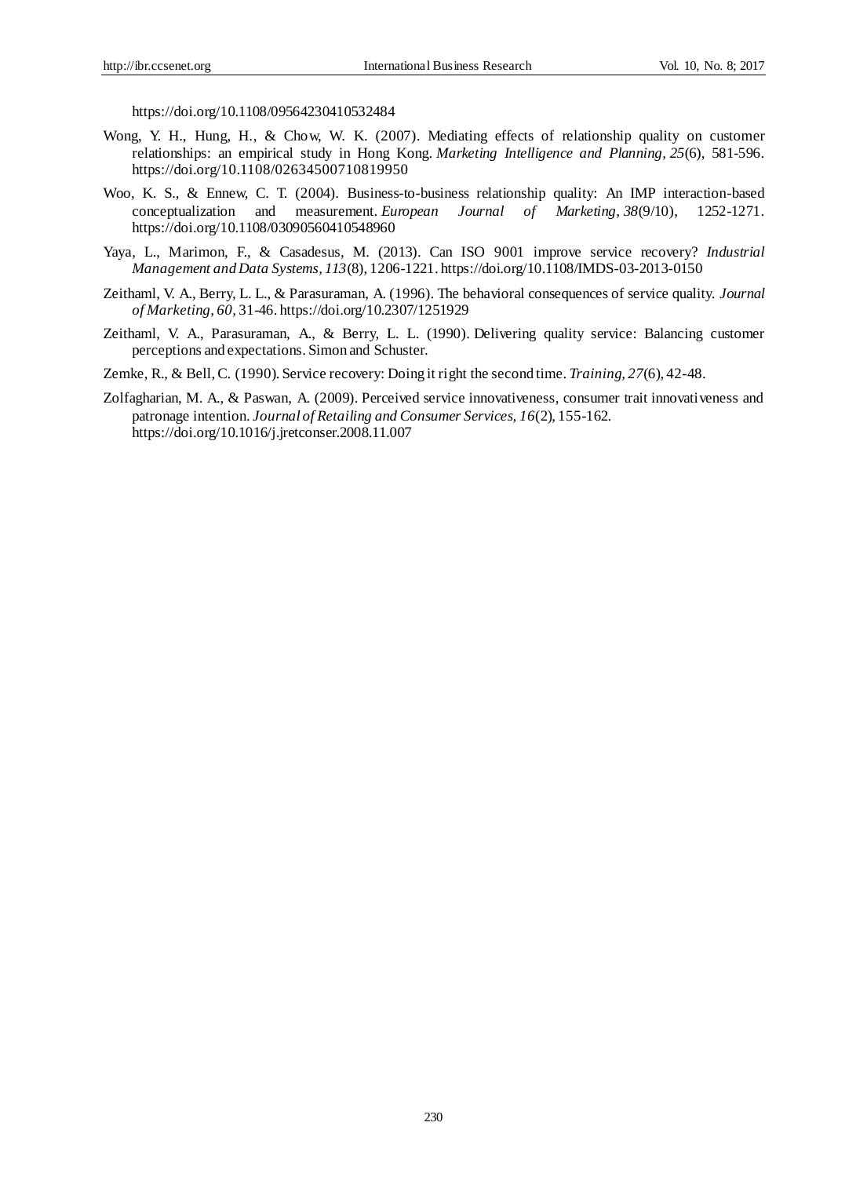https://doi.org/10.1108/09564230410532484

Wong, Y. H., Hung, H., & Chow, W. K. (2007). Mediating effects of relationship quality on customer relationships: an empirical study in Hong Kong. *Marketing Intelligence and Planning, 25*(6), 581-596. https://doi.org/10.1108/02634500710819950

Woo, K. S., & Ennew, C. T. (2004). Business-to-business relationship quality: An IMP interaction-based conceptualization and measurement. *European Journal of Marketing, 38*(9/10), 1252-1271. https://doi.org/10.1108/03090560410548960

Yaya, L., Marimon, F., & Casadesus, M. (2013). Can ISO 9001 improve service recovery? *Industrial Management and Data Systems, 113*(8), 1206-1221. https://doi.org/10.1108/IMDS-03-2013-0150

Zeithaml, V. A., Berry, L. L., & Parasuraman, A. (1996). The behavioral consequences of service quality. *Journal of Marketing, 60*, 31-46. https://doi.org/10.2307/1251929

Zeithaml, V. A., Parasuraman, A., & Berry, L. L. (1990). Delivering quality service: Balancing customer perceptions and expectations. Simon and Schuster.

Zemke, R., & Bell, C. (1990). Service recovery: Doing it right the second time. *Training, 27*(6), 42-48.

Zolfagharian, M. A., & Paswan, A. (2009). Perceived service innovativeness, consumer trait innovativeness and patronage intention. *Journal of Retailing and Consumer Services, 16*(2), 155-162. https://doi.org/10.1016/j.jretconser.2008.11.007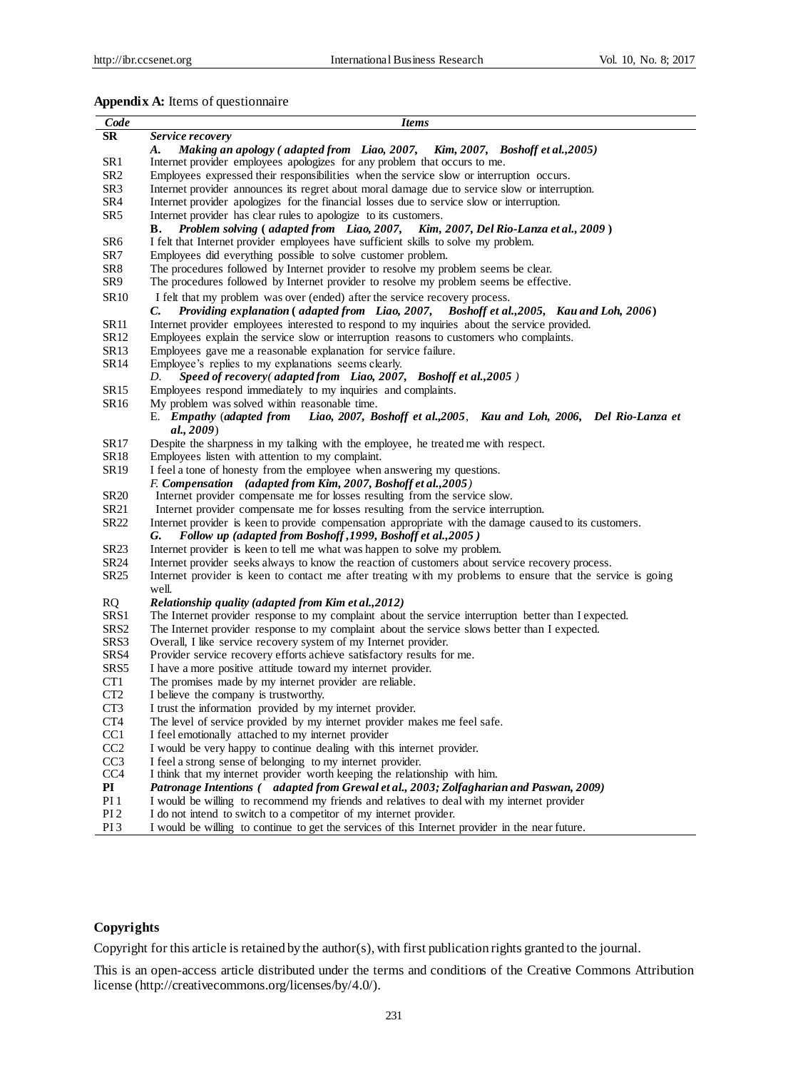**Appendix A:** Items of questionnaire

| *Code* | *Items* |
|---|---|
| **SR** | ***Service recovery*** |
| | ***A. Making an apology ( adapted from Liao, 2007, Kim, 2007, Boshoff et al.,2005)*** |
| SR1 | Internet provider employees apologizes for any problem that occurs to me. |
| SR2 | Employees expressed their responsibilities when the service slow or interruption occurs. |
| SR3 | Internet provider announces its regret about moral damage due to service slow or interruption. |
| SR4 | Internet provider apologizes for the financial losses due to service slow or interruption. |
| SR5 | Internet provider has clear rules to apologize to its customers. |
| | **B. *Problem solving* ( *adapted from Liao, 2007, Kim, 2007, Del Rio-Lanza et al., 2009* )** |
| SR6 | I felt that Internet provider employees have sufficient skills to solve my problem. |
| SR7 | Employees did everything possible to solve customer problem. |
| SR8 | The procedures followed by Internet provider to resolve my problem seems be clear. |
| SR9 | The procedures followed by Internet provider to resolve my problem seems be effective. |
| SR10 | I felt that my problem was over (ended) after the service recovery process. |
| | ***C. Providing explanation* ( *adapted from Liao, 2007, Boshoff et al.,2005, Kau and Loh, 2006*)** |
| SR11 | Internet provider employees interested to respond to my inquiries about the service provided. |
| SR12 | Employees explain the service slow or interruption reasons to customers who complaints. |
| SR13 | Employees gave me a reasonable explanation for service failure. |
| SR14 | Employee's replies to my explanations seems clearly. |
| | *D.* ***Speed of recovery( adapted from Liao, 2007, Boshoff et al.,2005 )*** |
| SR15 | Employees respond immediately to my inquiries and complaints. |
| SR16 | My problem was solved within reasonable time. |
| | E. ***Empathy*** (***adapted from Liao, 2007, Boshoff et al.,2005, Kau and Loh, 2006, Del Rio-Lanza et al., 2009***) |
| SR17 | Despite the sharpness in my talking with the employee, he treated me with respect. |
| SR18 | Employees listen with attention to my complaint. |
| SR19 | I feel a tone of honesty from the employee when answering my questions. |
| | *F.* ***Compensation (adapted from Kim, 2007, Boshoff et al.,2005)*** |
| SR20 | Internet provider compensate me for losses resulting from the service slow. |
| SR21 | Internet provider compensate me for losses resulting from the service interruption. |
| SR22 | Internet provider is keen to provide compensation appropriate with the damage caused to its customers. |
| | ***G. Follow up (adapted from Boshoff ,1999, Boshoff et al.,2005 )*** |
| SR23 | Internet provider is keen to tell me what was happen to solve my problem. |
| SR24 | Internet provider seeks always to know the reaction of customers about service recovery process. |
| SR25 | Internet provider is keen to contact me after treating with my problems to ensure that the service is going well. |
| RQ | ***Relationship quality (adapted from Kim et al.,2012)*** |
| SRS1 | The Internet provider response to my complaint about the service interruption better than I expected. |
| SRS2 | The Internet provider response to my complaint about the service slows better than I expected. |
| SRS3 | Overall, I like service recovery system of my Internet provider. |
| SRS4 | Provider service recovery efforts achieve satisfactory results for me. |
| SRS5 | I have a more positive attitude toward my internet provider. |
| CT1 | The promises made by my internet provider are reliable. |
| CT2 | I believe the company is trustworthy. |
| CT3 | I trust the information provided by my internet provider. |
| CT4 | The level of service provided by my internet provider makes me feel safe. |
| CC1 | I feel emotionally attached to my internet provider |
| CC2 | I would be very happy to continue dealing with this internet provider. |
| CC3 | I feel a strong sense of belonging to my internet provider. |
| CC4 | I think that my internet provider worth keeping the relationship with him. |
| **PI** | ***Patronage Intentions ( adapted from Grewal et al., 2003; Zolfagharian and Paswan, 2009)*** |
| PI 1 | I would be willing to recommend my friends and relatives to deal with my internet provider |
| PI 2 | I do not intend to switch to a competitor of my internet provider. |
| PI 3 | I would be willing to continue to get the services of this Internet provider in the near future. |

## Copyrights

Copyright for this article is retained by the author(s), with first publication rights granted to the journal.

This is an open-access article distributed under the terms and conditions of the Creative Commons Attribution license (http://creativecommons.org/licenses/by/4.0/).